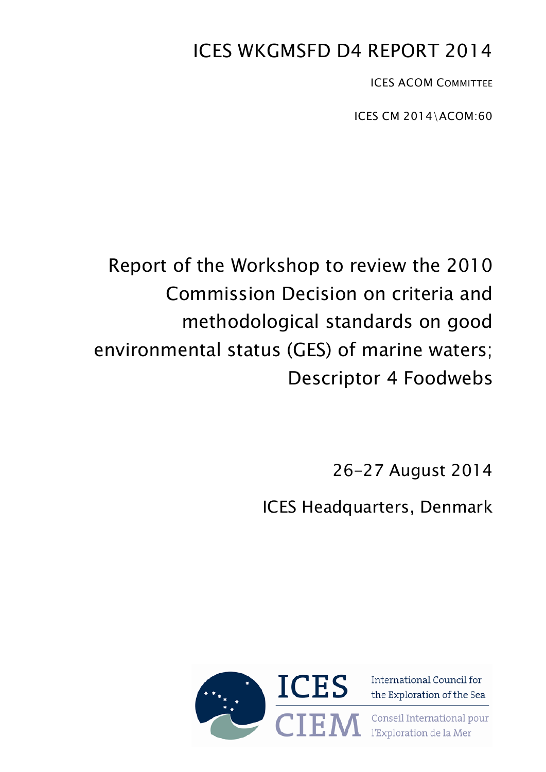# ICES WKGMSFD D4 REPORT 2014

ICES ACOM COMMITTEE

ICES CM 2014\ACOM:60

# Report of the Workshop to review the 2010 Commission Decision on criteria and methodological standards on good environmental status (GES) of marine waters; Descriptor 4 Foodwebs

26–27 August 2014

ICES Headquarters, Denmark

ICES International Council for the Exploration of the Sea

CIEM Conseil International pour l'Exploration de la Mer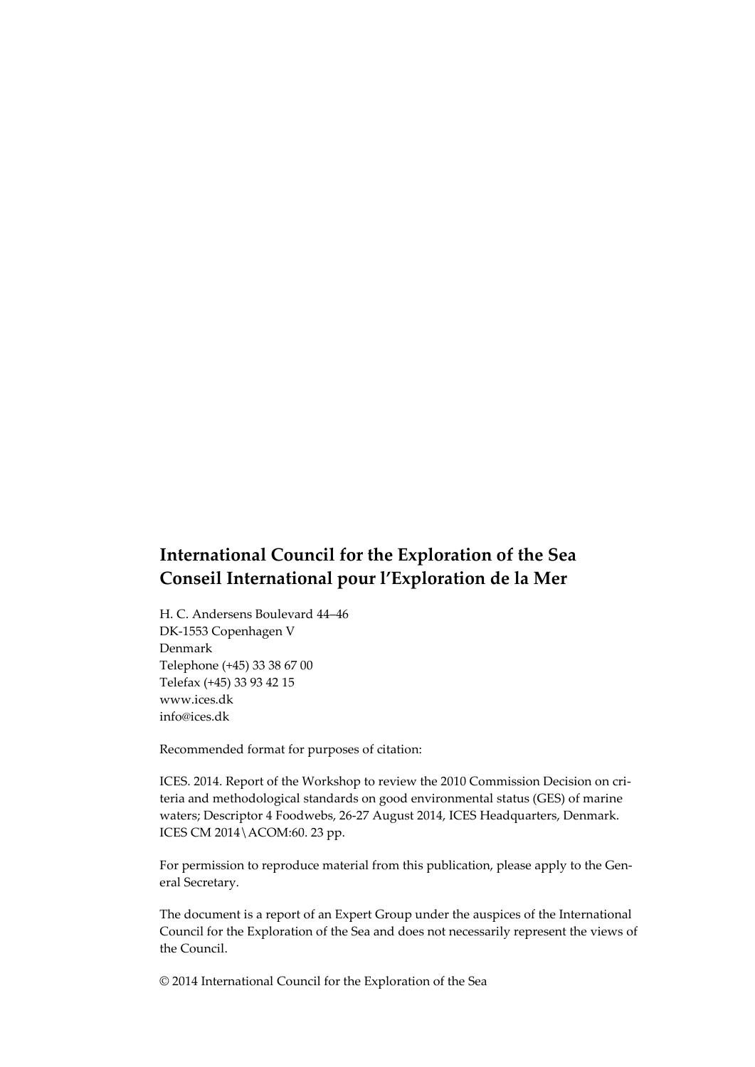**International Council for the Exploration of the Sea**
**Conseil International pour l'Exploration de la Mer**

H. C. Andersens Boulevard 44–46
DK-1553 Copenhagen V
Denmark
Telephone (+45) 33 38 67 00
Telefax (+45) 33 93 42 15
www.ices.dk
info@ices.dk

Recommended format for purposes of citation:

ICES. 2014. Report of the Workshop to review the 2010 Commission Decision on criteria and methodological standards on good environmental status (GES) of marine waters; Descriptor 4 Foodwebs, 26-27 August 2014, ICES Headquarters, Denmark. ICES CM 2014\ACOM:60. 23 pp.

For permission to reproduce material from this publication, please apply to the General Secretary.

The document is a report of an Expert Group under the auspices of the International Council for the Exploration of the Sea and does not necessarily represent the views of the Council.

© 2014 International Council for the Exploration of the Sea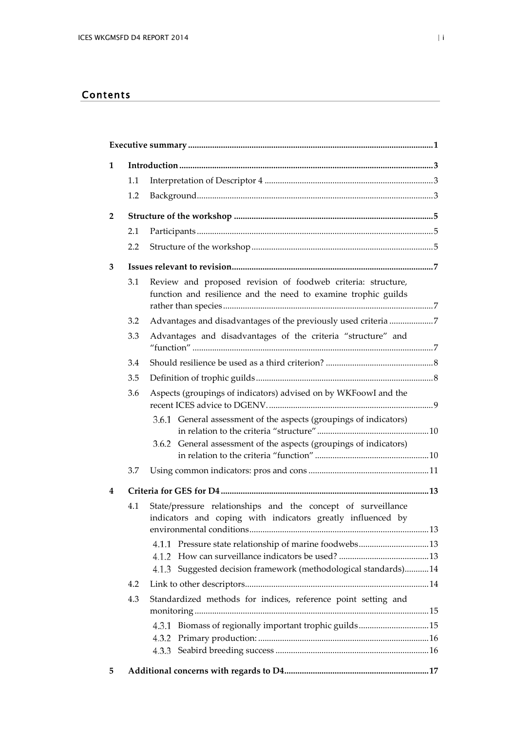# Contents

**Executive summary** .............................................................................................................. **1**

**1 Introduction** .................................................................................................................. **3**

- 1.1 Interpretation of Descriptor 4 ............................................................................ 3
- 1.2 Background .......................................................................................................... 3

**2 Structure of the workshop** ........................................................................................ **5**

- 2.1 Participants .......................................................................................................... 5
- 2.2 Structure of the workshop .................................................................................. 5

**3 Issues relevant to revision** .......................................................................................... **7**

- 3.1 Review and proposed revision of foodweb criteria: structure, function and resilience and the need to examine trophic guilds rather than species ............................................................................................... 7
- 3.2 Advantages and disadvantages of the previously used criteria .................... 7
- 3.3 Advantages and disadvantages of the criteria "structure" and "function" ............................................................................................................ 7
- 3.4 Should resilience be used as a third criterion? ................................................. 8
- 3.5 Definition of trophic guilds ................................................................................. 8
- 3.6 Aspects (groupings of indicators) advised on by WKFoowI and the recent ICES advice to DGENV. .......................................................................... 9
  - 3.6.1 General assessment of the aspects (groupings of indicators) in relation to the criteria "structure" .................................................. 10
  - 3.6.2 General assessment of the aspects (groupings of indicators) in relation to the criteria "function" .................................................... 10
- 3.7 Using common indicators: pros and cons ...................................................... 11

**4 Criteria for GES for D4** .............................................................................................. **13**

- 4.1 State/pressure relationships and the concept of surveillance indicators and coping with indicators greatly influenced by environmental conditions ................................................................................. 13
  - 4.1.1 Pressure state relationship of marine foodwebs ................................ 13
  - 4.1.2 How can surveillance indicators be used? ......................................... 13
  - 4.1.3 Suggested decision framework (methodological standards) ........... 14
- 4.2 Link to other descriptors ................................................................................... 14
- 4.3 Standardized methods for indices, reference point setting and monitoring ......................................................................................................... 15
  - 4.3.1 Biomass of regionally important trophic guilds ................................ 15
  - 4.3.2 Primary production: ............................................................................. 16
  - 4.3.3 Seabird breeding success ..................................................................... 16

**5 Additional concerns with regards to D4** ................................................................. **17**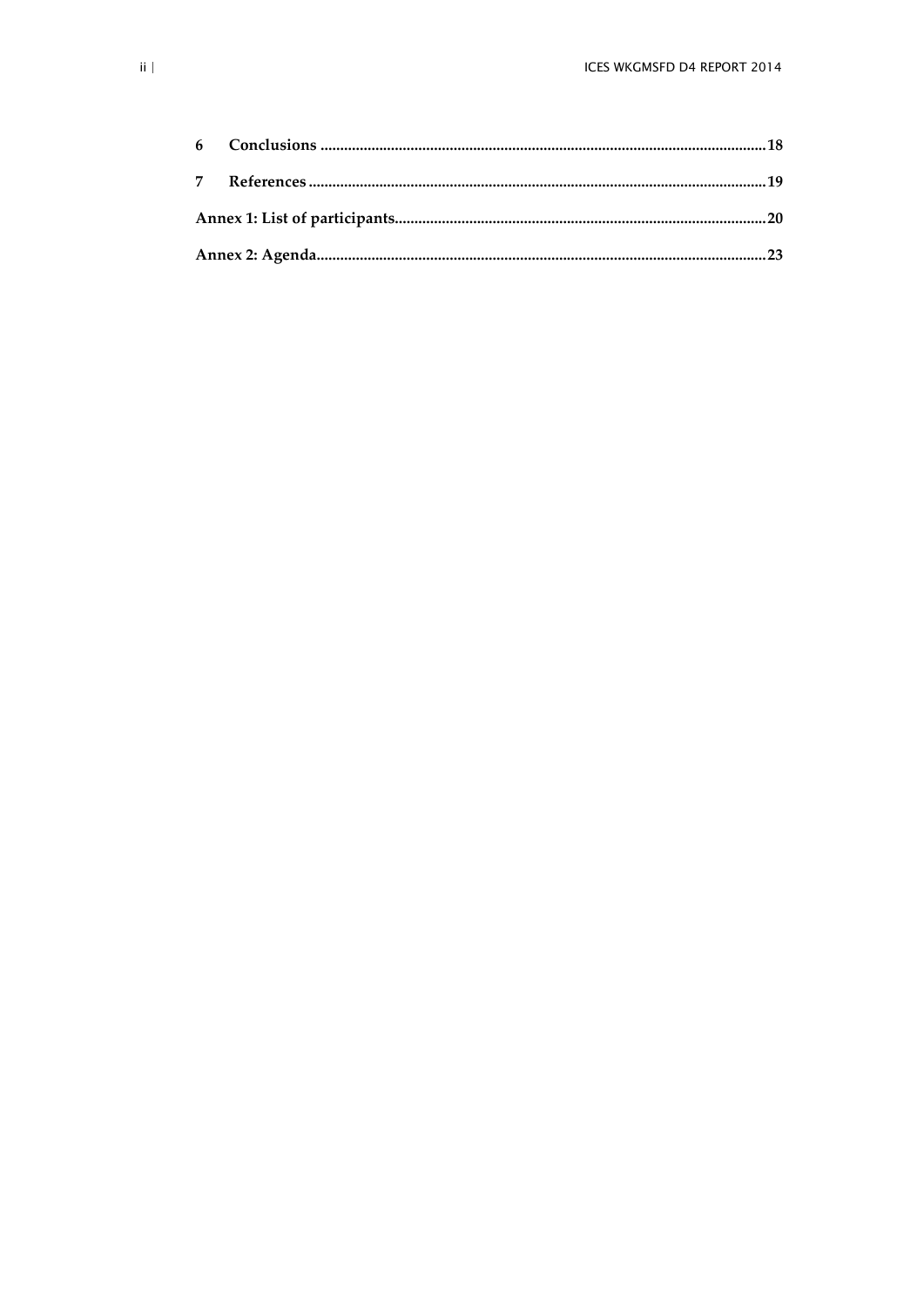6 **Conclusions** ....................................................................................................18

7 **References** .......................................................................................................19

**Annex 1: List of participants**...............................................................................20

**Annex 2: Agenda**.....................................................................................................23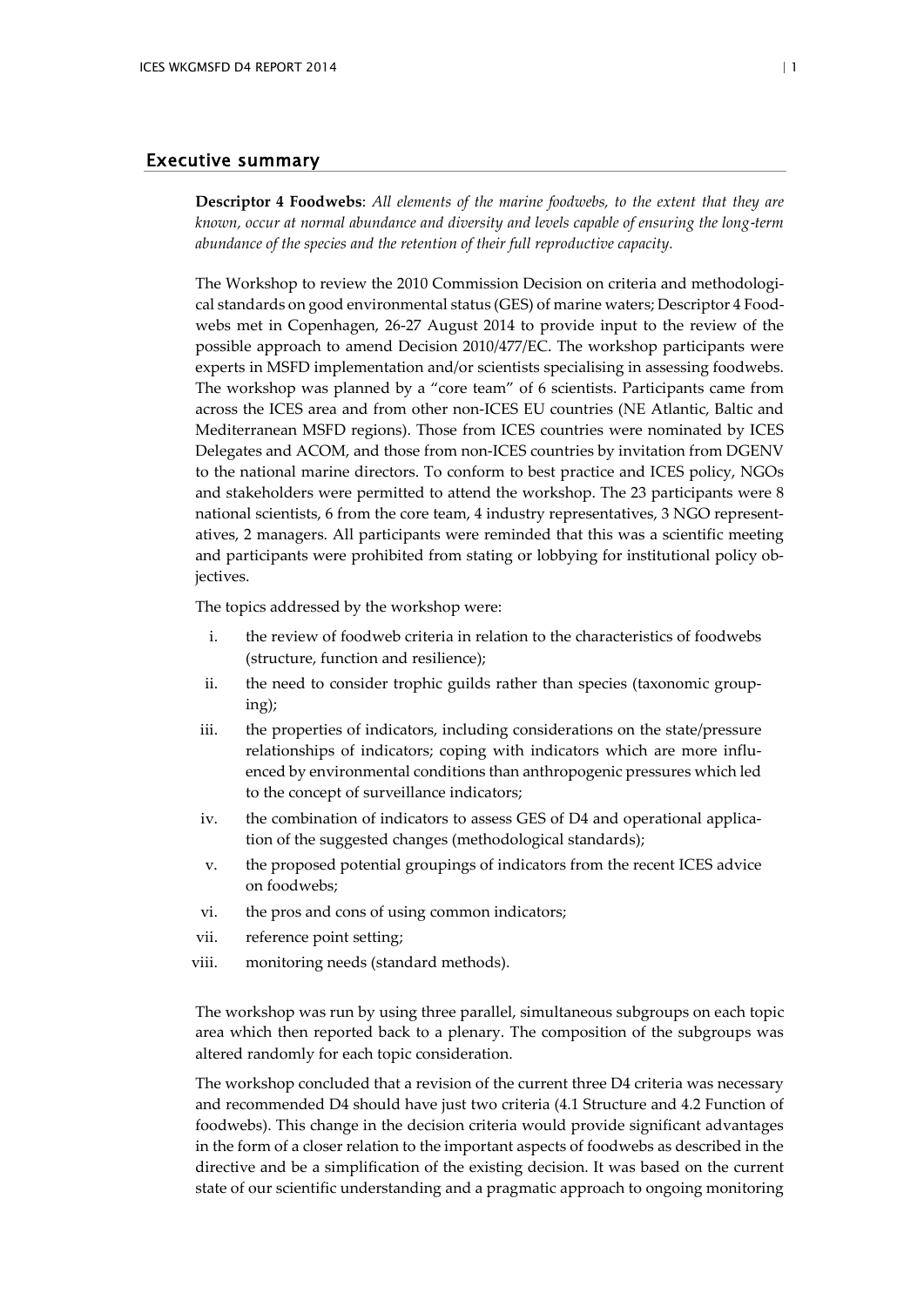## Executive summary

**Descriptor 4 Foodwebs**: *All elements of the marine foodwebs, to the extent that they are known, occur at normal abundance and diversity and levels capable of ensuring the long-term abundance of the species and the retention of their full reproductive capacity.*

The Workshop to review the 2010 Commission Decision on criteria and methodological standards on good environmental status (GES) of marine waters; Descriptor 4 Foodwebs met in Copenhagen, 26-27 August 2014 to provide input to the review of the possible approach to amend Decision 2010/477/EC. The workshop participants were experts in MSFD implementation and/or scientists specialising in assessing foodwebs. The workshop was planned by a "core team" of 6 scientists. Participants came from across the ICES area and from other non-ICES EU countries (NE Atlantic, Baltic and Mediterranean MSFD regions). Those from ICES countries were nominated by ICES Delegates and ACOM, and those from non-ICES countries by invitation from DGENV to the national marine directors. To conform to best practice and ICES policy, NGOs and stakeholders were permitted to attend the workshop. The 23 participants were 8 national scientists, 6 from the core team, 4 industry representatives, 3 NGO representatives, 2 managers. All participants were reminded that this was a scientific meeting and participants were prohibited from stating or lobbying for institutional policy objectives.

The topics addressed by the workshop were:

i. the review of foodweb criteria in relation to the characteristics of foodwebs (structure, function and resilience);
ii. the need to consider trophic guilds rather than species (taxonomic grouping);
iii. the properties of indicators, including considerations on the state/pressure relationships of indicators; coping with indicators which are more influenced by environmental conditions than anthropogenic pressures which led to the concept of surveillance indicators;
iv. the combination of indicators to assess GES of D4 and operational application of the suggested changes (methodological standards);
v. the proposed potential groupings of indicators from the recent ICES advice on foodwebs;
vi. the pros and cons of using common indicators;
vii. reference point setting;
viii. monitoring needs (standard methods).

The workshop was run by using three parallel, simultaneous subgroups on each topic area which then reported back to a plenary. The composition of the subgroups was altered randomly for each topic consideration.

The workshop concluded that a revision of the current three D4 criteria was necessary and recommended D4 should have just two criteria (4.1 Structure and 4.2 Function of foodwebs). This change in the decision criteria would provide significant advantages in the form of a closer relation to the important aspects of foodwebs as described in the directive and be a simplification of the existing decision. It was based on the current state of our scientific understanding and a pragmatic approach to ongoing monitoring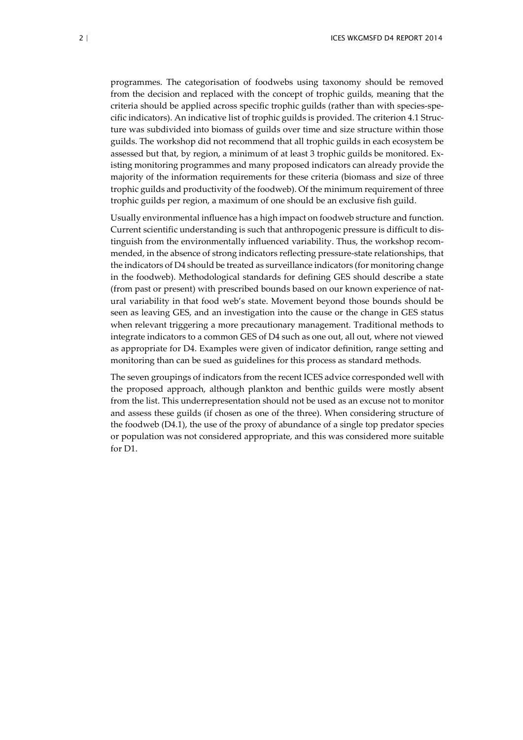programmes. The categorisation of foodwebs using taxonomy should be removed from the decision and replaced with the concept of trophic guilds, meaning that the criteria should be applied across specific trophic guilds (rather than with species-specific indicators). An indicative list of trophic guilds is provided. The criterion 4.1 Structure was subdivided into biomass of guilds over time and size structure within those guilds. The workshop did not recommend that all trophic guilds in each ecosystem be assessed but that, by region, a minimum of at least 3 trophic guilds be monitored. Existing monitoring programmes and many proposed indicators can already provide the majority of the information requirements for these criteria (biomass and size of three trophic guilds and productivity of the foodweb). Of the minimum requirement of three trophic guilds per region, a maximum of one should be an exclusive fish guild.

Usually environmental influence has a high impact on foodweb structure and function. Current scientific understanding is such that anthropogenic pressure is difficult to distinguish from the environmentally influenced variability. Thus, the workshop recommended, in the absence of strong indicators reflecting pressure-state relationships, that the indicators of D4 should be treated as surveillance indicators (for monitoring change in the foodweb). Methodological standards for defining GES should describe a state (from past or present) with prescribed bounds based on our known experience of natural variability in that food web's state. Movement beyond those bounds should be seen as leaving GES, and an investigation into the cause or the change in GES status when relevant triggering a more precautionary management. Traditional methods to integrate indicators to a common GES of D4 such as one out, all out, where not viewed as appropriate for D4. Examples were given of indicator definition, range setting and monitoring than can be sued as guidelines for this process as standard methods.

The seven groupings of indicators from the recent ICES advice corresponded well with the proposed approach, although plankton and benthic guilds were mostly absent from the list. This underrepresentation should not be used as an excuse not to monitor and assess these guilds (if chosen as one of the three). When considering structure of the foodweb (D4.1), the use of the proxy of abundance of a single top predator species or population was not considered appropriate, and this was considered more suitable for D1.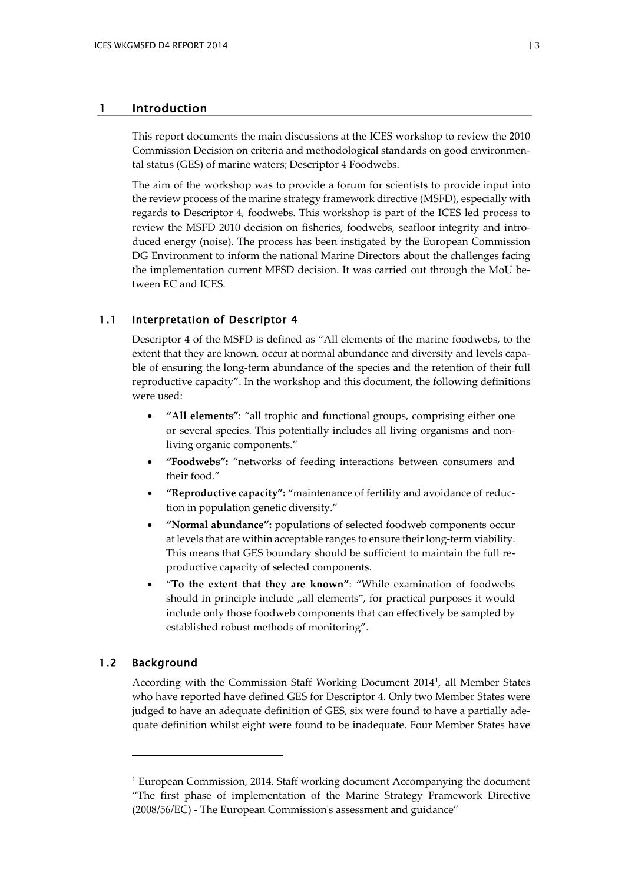# 1 Introduction

This report documents the main discussions at the ICES workshop to review the 2010 Commission Decision on criteria and methodological standards on good environmental status (GES) of marine waters; Descriptor 4 Foodwebs.

The aim of the workshop was to provide a forum for scientists to provide input into the review process of the marine strategy framework directive (MSFD), especially with regards to Descriptor 4, foodwebs. This workshop is part of the ICES led process to review the MSFD 2010 decision on fisheries, foodwebs, seafloor integrity and introduced energy (noise). The process has been instigated by the European Commission DG Environment to inform the national Marine Directors about the challenges facing the implementation current MFSD decision. It was carried out through the MoU between EC and ICES.

## 1.1 Interpretation of Descriptor 4

Descriptor 4 of the MSFD is defined as "All elements of the marine foodwebs, to the extent that they are known, occur at normal abundance and diversity and levels capable of ensuring the long-term abundance of the species and the retention of their full reproductive capacity". In the workshop and this document, the following definitions were used:

- **"All elements"**: "all trophic and functional groups, comprising either one or several species. This potentially includes all living organisms and non-living organic components."
- **"Foodwebs":** "networks of feeding interactions between consumers and their food."
- **"Reproductive capacity":** "maintenance of fertility and avoidance of reduction in population genetic diversity."
- **"Normal abundance":** populations of selected foodweb components occur at levels that are within acceptable ranges to ensure their long-term viability. This means that GES boundary should be sufficient to maintain the full reproductive capacity of selected components.
- "**To the extent that they are known"**: "While examination of foodwebs should in principle include „all elements", for practical purposes it would include only those foodweb components that can effectively be sampled by established robust methods of monitoring".

## 1.2 Background

According with the Commission Staff Working Document 2014[1], all Member States who have reported have defined GES for Descriptor 4. Only two Member States were judged to have an adequate definition of GES, six were found to have a partially adequate definition whilst eight were found to be inadequate. Four Member States have

---

[1] European Commission, 2014. Staff working document Accompanying the document "The first phase of implementation of the Marine Strategy Framework Directive (2008/56/EC) - The European Commission's assessment and guidance"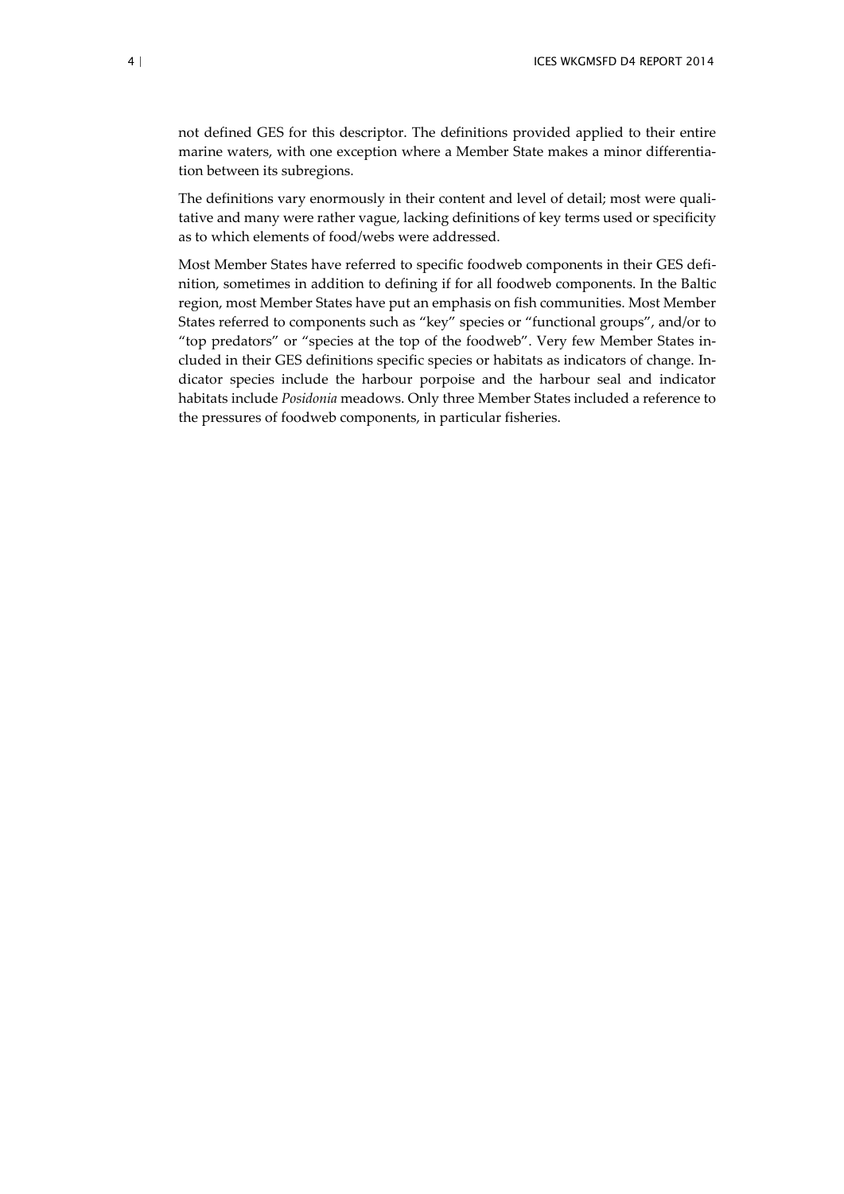not defined GES for this descriptor. The definitions provided applied to their entire marine waters, with one exception where a Member State makes a minor differentiation between its subregions.

The definitions vary enormously in their content and level of detail; most were qualitative and many were rather vague, lacking definitions of key terms used or specificity as to which elements of food/webs were addressed.

Most Member States have referred to specific foodweb components in their GES definition, sometimes in addition to defining if for all foodweb components. In the Baltic region, most Member States have put an emphasis on fish communities. Most Member States referred to components such as "key" species or "functional groups", and/or to "top predators" or "species at the top of the foodweb". Very few Member States included in their GES definitions specific species or habitats as indicators of change. Indicator species include the harbour porpoise and the harbour seal and indicator habitats include *Posidonia* meadows. Only three Member States included a reference to the pressures of foodweb components, in particular fisheries.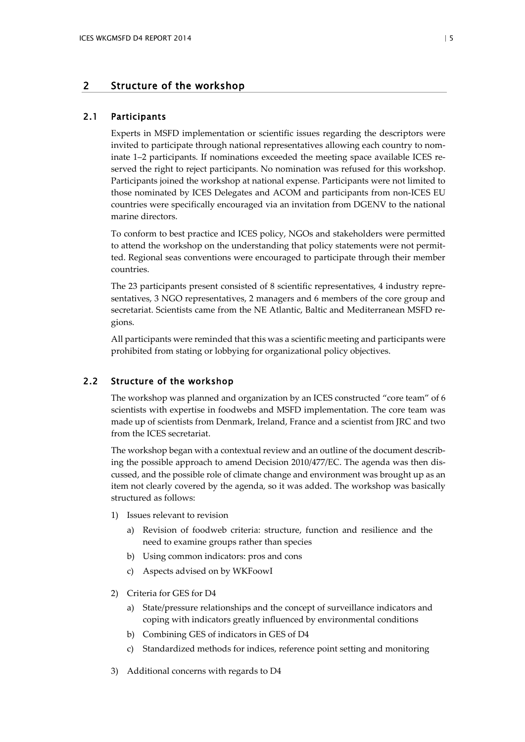## 2 Structure of the workshop

### 2.1 Participants

Experts in MSFD implementation or scientific issues regarding the descriptors were invited to participate through national representatives allowing each country to nominate 1–2 participants. If nominations exceeded the meeting space available ICES reserved the right to reject participants. No nomination was refused for this workshop. Participants joined the workshop at national expense. Participants were not limited to those nominated by ICES Delegates and ACOM and participants from non-ICES EU countries were specifically encouraged via an invitation from DGENV to the national marine directors.

To conform to best practice and ICES policy, NGOs and stakeholders were permitted to attend the workshop on the understanding that policy statements were not permitted. Regional seas conventions were encouraged to participate through their member countries.

The 23 participants present consisted of 8 scientific representatives, 4 industry representatives, 3 NGO representatives, 2 managers and 6 members of the core group and secretariat. Scientists came from the NE Atlantic, Baltic and Mediterranean MSFD regions.

All participants were reminded that this was a scientific meeting and participants were prohibited from stating or lobbying for organizational policy objectives.

### 2.2 Structure of the workshop

The workshop was planned and organization by an ICES constructed "core team" of 6 scientists with expertise in foodwebs and MSFD implementation. The core team was made up of scientists from Denmark, Ireland, France and a scientist from JRC and two from the ICES secretariat.

The workshop began with a contextual review and an outline of the document describing the possible approach to amend Decision 2010/477/EC. The agenda was then discussed, and the possible role of climate change and environment was brought up as an item not clearly covered by the agenda, so it was added. The workshop was basically structured as follows:

1) Issues relevant to revision
   a) Revision of foodweb criteria: structure, function and resilience and the need to examine groups rather than species
   b) Using common indicators: pros and cons
   c) Aspects advised on by WKFoowI
2) Criteria for GES for D4
   a) State/pressure relationships and the concept of surveillance indicators and coping with indicators greatly influenced by environmental conditions
   b) Combining GES of indicators in GES of D4
   c) Standardized methods for indices, reference point setting and monitoring
3) Additional concerns with regards to D4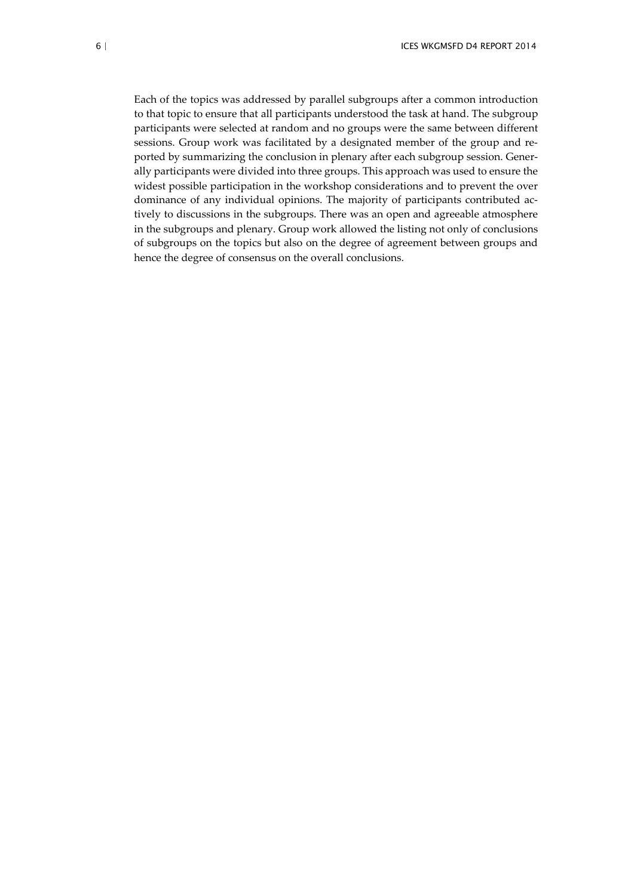Each of the topics was addressed by parallel subgroups after a common introduction to that topic to ensure that all participants understood the task at hand. The subgroup participants were selected at random and no groups were the same between different sessions. Group work was facilitated by a designated member of the group and reported by summarizing the conclusion in plenary after each subgroup session. Generally participants were divided into three groups. This approach was used to ensure the widest possible participation in the workshop considerations and to prevent the over dominance of any individual opinions. The majority of participants contributed actively to discussions in the subgroups. There was an open and agreeable atmosphere in the subgroups and plenary. Group work allowed the listing not only of conclusions of subgroups on the topics but also on the degree of agreement between groups and hence the degree of consensus on the overall conclusions.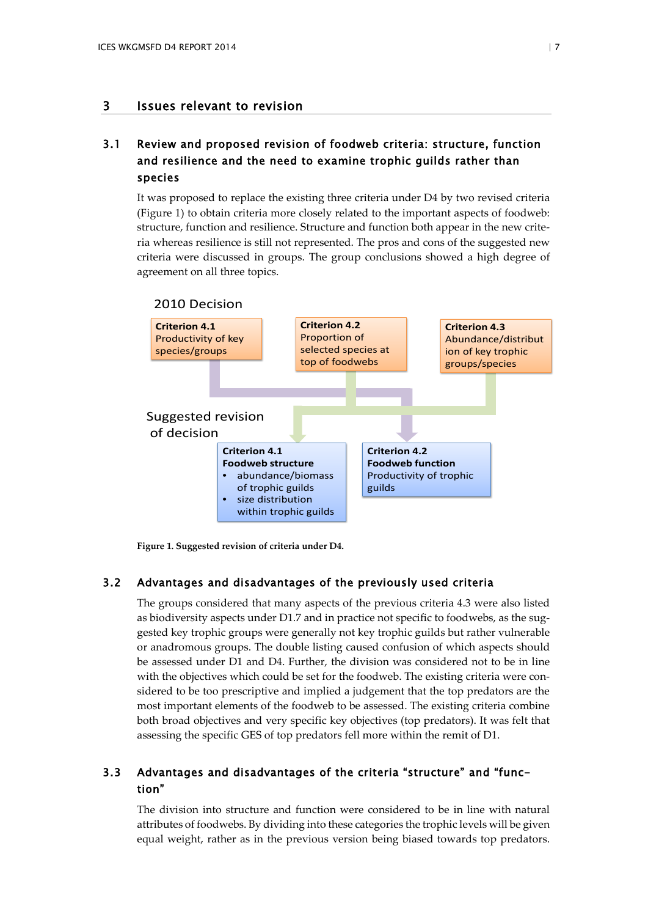# 3 Issues relevant to revision

## 3.1 Review and proposed revision of foodweb criteria: structure, function and resilience and the need to examine trophic guilds rather than species

It was proposed to replace the existing three criteria under D4 by two revised criteria (Figure 1) to obtain criteria more closely related to the important aspects of foodweb: structure, function and resilience. Structure and function both appear in the new criteria whereas resilience is still not represented. The pros and cons of the suggested new criteria were discussed in groups. The group conclusions showed a high degree of agreement on all three topics.

2010 Decision

**Criterion 4.1**
Productivity of key species/groups

**Criterion 4.2**
Proportion of selected species at top of foodwebs

**Criterion 4.3**
Abundance/distribution of key trophic groups/species

Suggested revision of decision

**Criterion 4.1**
**Foodweb structure**
- abundance/biomass of trophic guilds
- size distribution within trophic guilds

**Criterion 4.2**
**Foodweb function**
Productivity of trophic guilds

**Figure 1. Suggested revision of criteria under D4.**

## 3.2 Advantages and disadvantages of the previously used criteria

The groups considered that many aspects of the previous criteria 4.3 were also listed as biodiversity aspects under D1.7 and in practice not specific to foodwebs, as the suggested key trophic groups were generally not key trophic guilds but rather vulnerable or anadromous groups. The double listing caused confusion of which aspects should be assessed under D1 and D4. Further, the division was considered not to be in line with the objectives which could be set for the foodweb. The existing criteria were considered to be too prescriptive and implied a judgement that the top predators are the most important elements of the foodweb to be assessed. The existing criteria combine both broad objectives and very specific key objectives (top predators). It was felt that assessing the specific GES of top predators fell more within the remit of D1.

## 3.3 Advantages and disadvantages of the criteria "structure" and "function"

The division into structure and function were considered to be in line with natural attributes of foodwebs. By dividing into these categories the trophic levels will be given equal weight, rather as in the previous version being biased towards top predators.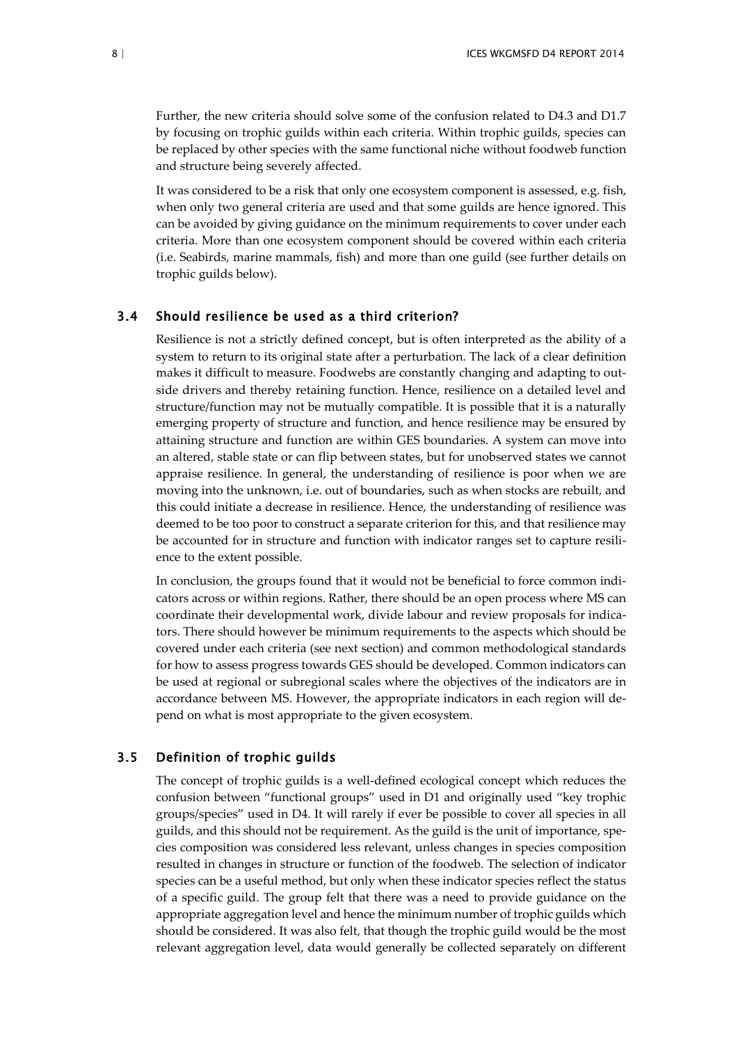Further, the new criteria should solve some of the confusion related to D4.3 and D1.7 by focusing on trophic guilds within each criteria. Within trophic guilds, species can be replaced by other species with the same functional niche without foodweb function and structure being severely affected.

It was considered to be a risk that only one ecosystem component is assessed, e.g. fish, when only two general criteria are used and that some guilds are hence ignored. This can be avoided by giving guidance on the minimum requirements to cover under each criteria. More than one ecosystem component should be covered within each criteria (i.e. Seabirds, marine mammals, fish) and more than one guild (see further details on trophic guilds below).

## 3.4 Should resilience be used as a third criterion?

Resilience is not a strictly defined concept, but is often interpreted as the ability of a system to return to its original state after a perturbation. The lack of a clear definition makes it difficult to measure. Foodwebs are constantly changing and adapting to outside drivers and thereby retaining function. Hence, resilience on a detailed level and structure/function may not be mutually compatible. It is possible that it is a naturally emerging property of structure and function, and hence resilience may be ensured by attaining structure and function are within GES boundaries. A system can move into an altered, stable state or can flip between states, but for unobserved states we cannot appraise resilience. In general, the understanding of resilience is poor when we are moving into the unknown, i.e. out of boundaries, such as when stocks are rebuilt, and this could initiate a decrease in resilience. Hence, the understanding of resilience was deemed to be too poor to construct a separate criterion for this, and that resilience may be accounted for in structure and function with indicator ranges set to capture resilience to the extent possible.

In conclusion, the groups found that it would not be beneficial to force common indicators across or within regions. Rather, there should be an open process where MS can coordinate their developmental work, divide labour and review proposals for indicators. There should however be minimum requirements to the aspects which should be covered under each criteria (see next section) and common methodological standards for how to assess progress towards GES should be developed. Common indicators can be used at regional or subregional scales where the objectives of the indicators are in accordance between MS. However, the appropriate indicators in each region will depend on what is most appropriate to the given ecosystem.

## 3.5 Definition of trophic guilds

The concept of trophic guilds is a well-defined ecological concept which reduces the confusion between "functional groups" used in D1 and originally used "key trophic groups/species" used in D4. It will rarely if ever be possible to cover all species in all guilds, and this should not be requirement. As the guild is the unit of importance, species composition was considered less relevant, unless changes in species composition resulted in changes in structure or function of the foodweb. The selection of indicator species can be a useful method, but only when these indicator species reflect the status of a specific guild. The group felt that there was a need to provide guidance on the appropriate aggregation level and hence the minimum number of trophic guilds which should be considered. It was also felt, that though the trophic guild would be the most relevant aggregation level, data would generally be collected separately on different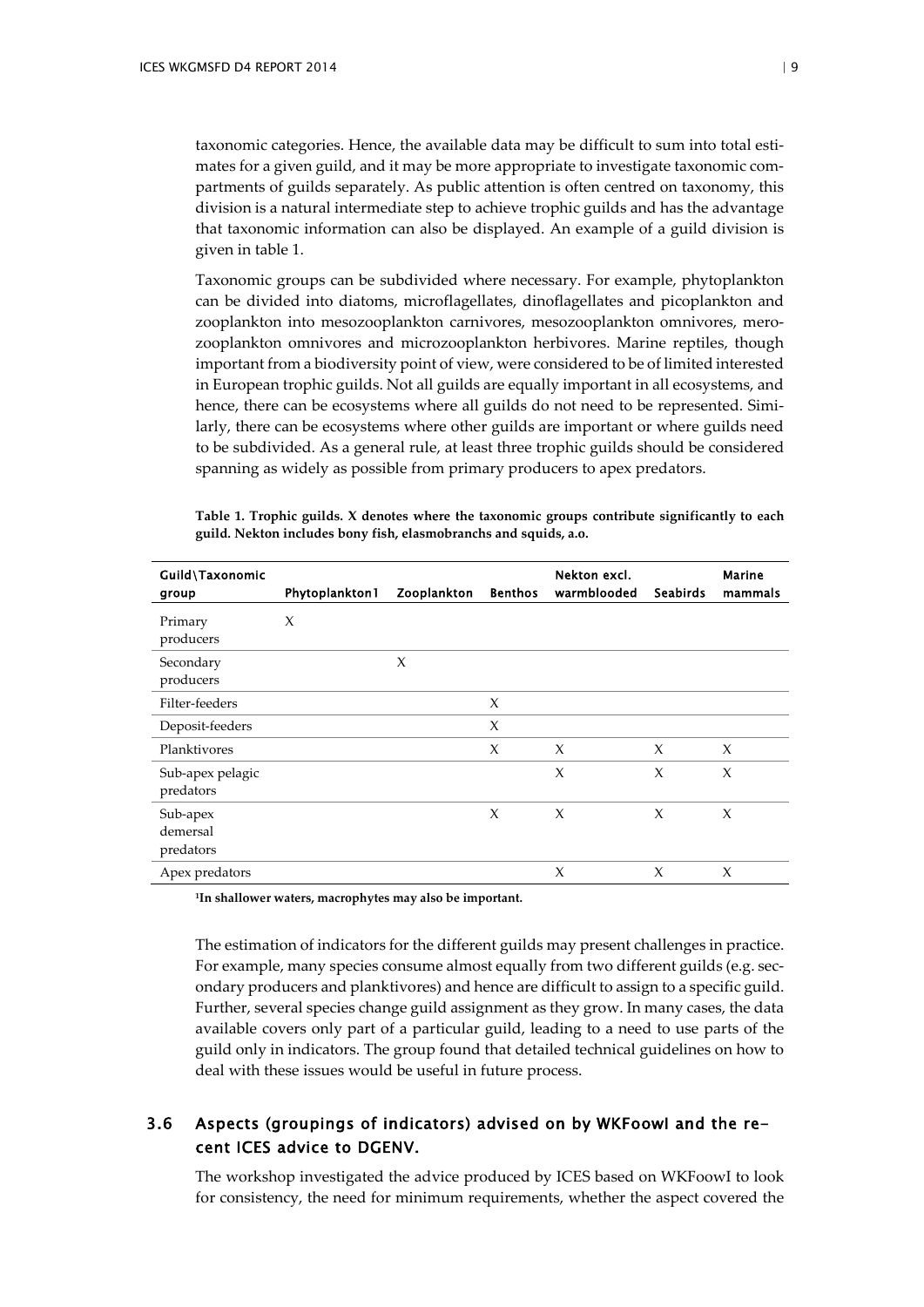taxonomic categories. Hence, the available data may be difficult to sum into total estimates for a given guild, and it may be more appropriate to investigate taxonomic compartments of guilds separately. As public attention is often centred on taxonomy, this division is a natural intermediate step to achieve trophic guilds and has the advantage that taxonomic information can also be displayed. An example of a guild division is given in table 1.

Taxonomic groups can be subdivided where necessary. For example, phytoplankton can be divided into diatoms, microflagellates, dinoflagellates and picoplankton and zooplankton into mesozooplankton carnivores, mesozooplankton omnivores, merozooplankton omnivores and microzooplankton herbivores. Marine reptiles, though important from a biodiversity point of view, were considered to be of limited interested in European trophic guilds. Not all guilds are equally important in all ecosystems, and hence, there can be ecosystems where all guilds do not need to be represented. Similarly, there can be ecosystems where other guilds are important or where guilds need to be subdivided. As a general rule, at least three trophic guilds should be considered spanning as widely as possible from primary producers to apex predators.

**Table 1. Trophic guilds. X denotes where the taxonomic groups contribute significantly to each guild. Nekton includes bony fish, elasmobranchs and squids, a.o.**

| Guild\Taxonomic group | Phytoplankton[1] | Zooplankton | Benthos | Nekton excl. warmblooded | Seabirds | Marine mammals |
|---|---|---|---|---|---|---|
| Primary producers | X | | | | | |
| Secondary producers | | X | | | | |
| Filter-feeders | | | X | | | |
| Deposit-feeders | | | X | | | |
| Planktivores | | | X | X | X | X |
| Sub-apex pelagic predators | | | | X | X | X |
| Sub-apex demersal predators | | | X | X | X | X |
| Apex predators | | | | X | X | X |

[1]**In shallower waters, macrophytes may also be important.**

The estimation of indicators for the different guilds may present challenges in practice. For example, many species consume almost equally from two different guilds (e.g. secondary producers and planktivores) and hence are difficult to assign to a specific guild. Further, several species change guild assignment as they grow. In many cases, the data available covers only part of a particular guild, leading to a need to use parts of the guild only in indicators. The group found that detailed technical guidelines on how to deal with these issues would be useful in future process.

## 3.6 Aspects (groupings of indicators) advised on by WKFoowI and the recent ICES advice to DGENV.

The workshop investigated the advice produced by ICES based on WKFoowI to look for consistency, the need for minimum requirements, whether the aspect covered the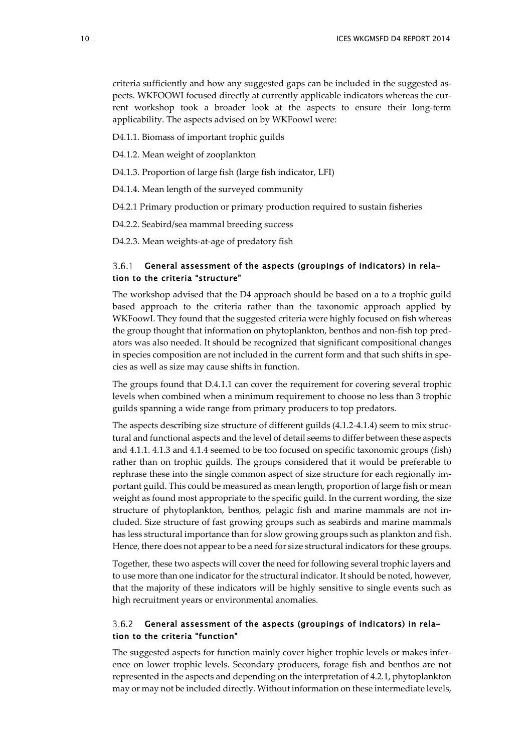criteria sufficiently and how any suggested gaps can be included in the suggested aspects. WKFOOWI focused directly at currently applicable indicators whereas the current workshop took a broader look at the aspects to ensure their long-term applicability. The aspects advised on by WKFoowI were:

D4.1.1. Biomass of important trophic guilds

D4.1.2. Mean weight of zooplankton

D4.1.3. Proportion of large fish (large fish indicator, LFI)

D4.1.4. Mean length of the surveyed community

D4.2.1 Primary production or primary production required to sustain fisheries

D4.2.2. Seabird/sea mammal breeding success

D4.2.3. Mean weights-at-age of predatory fish

### 3.6.1 General assessment of the aspects (groupings of indicators) in relation to the criteria "structure"

The workshop advised that the D4 approach should be based on a to a trophic guild based approach to the criteria rather than the taxonomic approach applied by WKFoowI. They found that the suggested criteria were highly focused on fish whereas the group thought that information on phytoplankton, benthos and non-fish top predators was also needed. It should be recognized that significant compositional changes in species composition are not included in the current form and that such shifts in species as well as size may cause shifts in function.

The groups found that D.4.1.1 can cover the requirement for covering several trophic levels when combined when a minimum requirement to choose no less than 3 trophic guilds spanning a wide range from primary producers to top predators.

The aspects describing size structure of different guilds (4.1.2-4.1.4) seem to mix structural and functional aspects and the level of detail seems to differ between these aspects and 4.1.1. 4.1.3 and 4.1.4 seemed to be too focused on specific taxonomic groups (fish) rather than on trophic guilds. The groups considered that it would be preferable to rephrase these into the single common aspect of size structure for each regionally important guild. This could be measured as mean length, proportion of large fish or mean weight as found most appropriate to the specific guild. In the current wording, the size structure of phytoplankton, benthos, pelagic fish and marine mammals are not included. Size structure of fast growing groups such as seabirds and marine mammals has less structural importance than for slow growing groups such as plankton and fish. Hence, there does not appear to be a need for size structural indicators for these groups.

Together, these two aspects will cover the need for following several trophic layers and to use more than one indicator for the structural indicator. It should be noted, however, that the majority of these indicators will be highly sensitive to single events such as high recruitment years or environmental anomalies.

### 3.6.2 General assessment of the aspects (groupings of indicators) in relation to the criteria "function"

The suggested aspects for function mainly cover higher trophic levels or makes inference on lower trophic levels. Secondary producers, forage fish and benthos are not represented in the aspects and depending on the interpretation of 4.2.1, phytoplankton may or may not be included directly. Without information on these intermediate levels,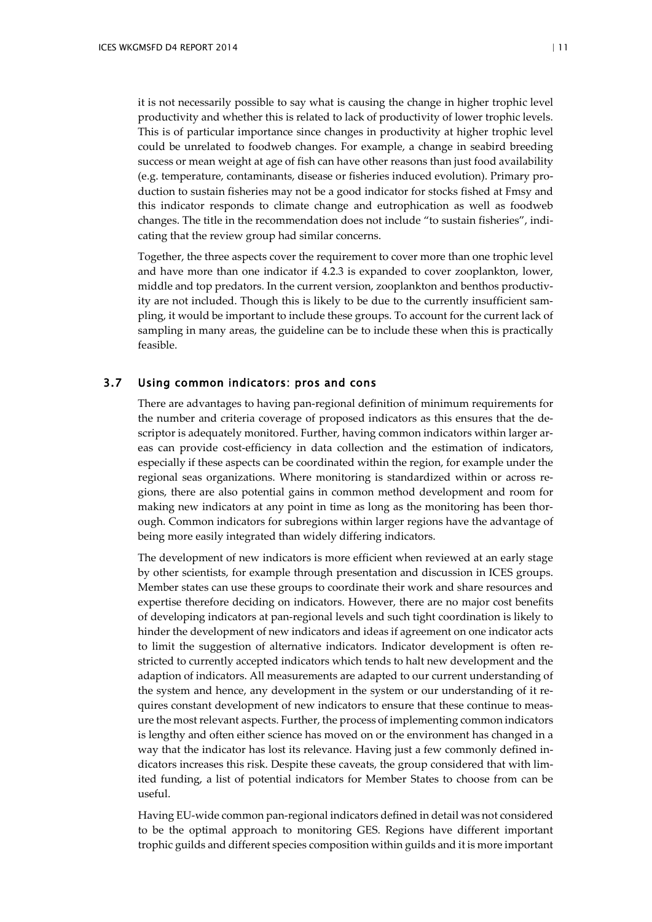it is not necessarily possible to say what is causing the change in higher trophic level productivity and whether this is related to lack of productivity of lower trophic levels. This is of particular importance since changes in productivity at higher trophic level could be unrelated to foodweb changes. For example, a change in seabird breeding success or mean weight at age of fish can have other reasons than just food availability (e.g. temperature, contaminants, disease or fisheries induced evolution). Primary production to sustain fisheries may not be a good indicator for stocks fished at Fmsy and this indicator responds to climate change and eutrophication as well as foodweb changes. The title in the recommendation does not include "to sustain fisheries", indicating that the review group had similar concerns.

Together, the three aspects cover the requirement to cover more than one trophic level and have more than one indicator if 4.2.3 is expanded to cover zooplankton, lower, middle and top predators. In the current version, zooplankton and benthos productivity are not included. Though this is likely to be due to the currently insufficient sampling, it would be important to include these groups. To account for the current lack of sampling in many areas, the guideline can be to include these when this is practically feasible.

## 3.7 Using common indicators: pros and cons

There are advantages to having pan-regional definition of minimum requirements for the number and criteria coverage of proposed indicators as this ensures that the descriptor is adequately monitored. Further, having common indicators within larger areas can provide cost-efficiency in data collection and the estimation of indicators, especially if these aspects can be coordinated within the region, for example under the regional seas organizations. Where monitoring is standardized within or across regions, there are also potential gains in common method development and room for making new indicators at any point in time as long as the monitoring has been thorough. Common indicators for subregions within larger regions have the advantage of being more easily integrated than widely differing indicators.

The development of new indicators is more efficient when reviewed at an early stage by other scientists, for example through presentation and discussion in ICES groups. Member states can use these groups to coordinate their work and share resources and expertise therefore deciding on indicators. However, there are no major cost benefits of developing indicators at pan-regional levels and such tight coordination is likely to hinder the development of new indicators and ideas if agreement on one indicator acts to limit the suggestion of alternative indicators. Indicator development is often restricted to currently accepted indicators which tends to halt new development and the adaption of indicators. All measurements are adapted to our current understanding of the system and hence, any development in the system or our understanding of it requires constant development of new indicators to ensure that these continue to measure the most relevant aspects. Further, the process of implementing common indicators is lengthy and often either science has moved on or the environment has changed in a way that the indicator has lost its relevance. Having just a few commonly defined indicators increases this risk. Despite these caveats, the group considered that with limited funding, a list of potential indicators for Member States to choose from can be useful.

Having EU-wide common pan-regional indicators defined in detail was not considered to be the optimal approach to monitoring GES. Regions have different important trophic guilds and different species composition within guilds and it is more important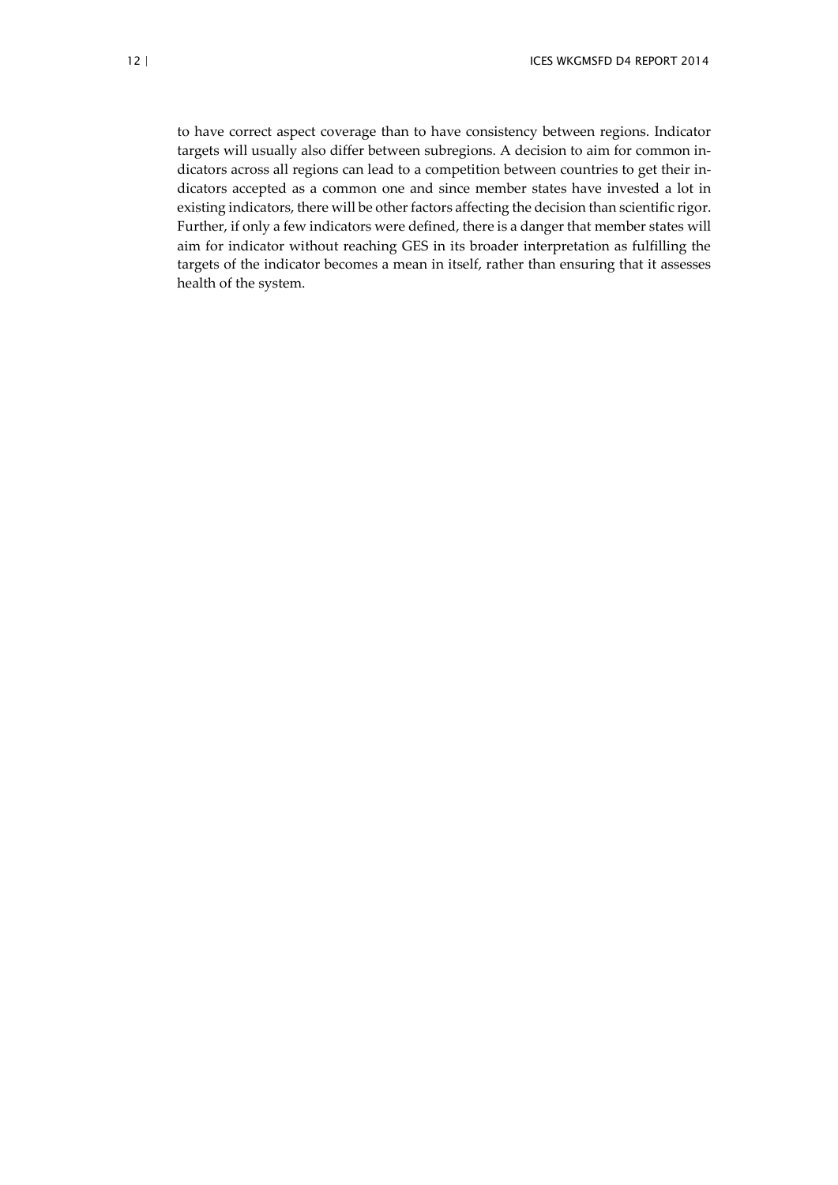to have correct aspect coverage than to have consistency between regions. Indicator targets will usually also differ between subregions. A decision to aim for common indicators across all regions can lead to a competition between countries to get their indicators accepted as a common one and since member states have invested a lot in existing indicators, there will be other factors affecting the decision than scientific rigor. Further, if only a few indicators were defined, there is a danger that member states will aim for indicator without reaching GES in its broader interpretation as fulfilling the targets of the indicator becomes a mean in itself, rather than ensuring that it assesses health of the system.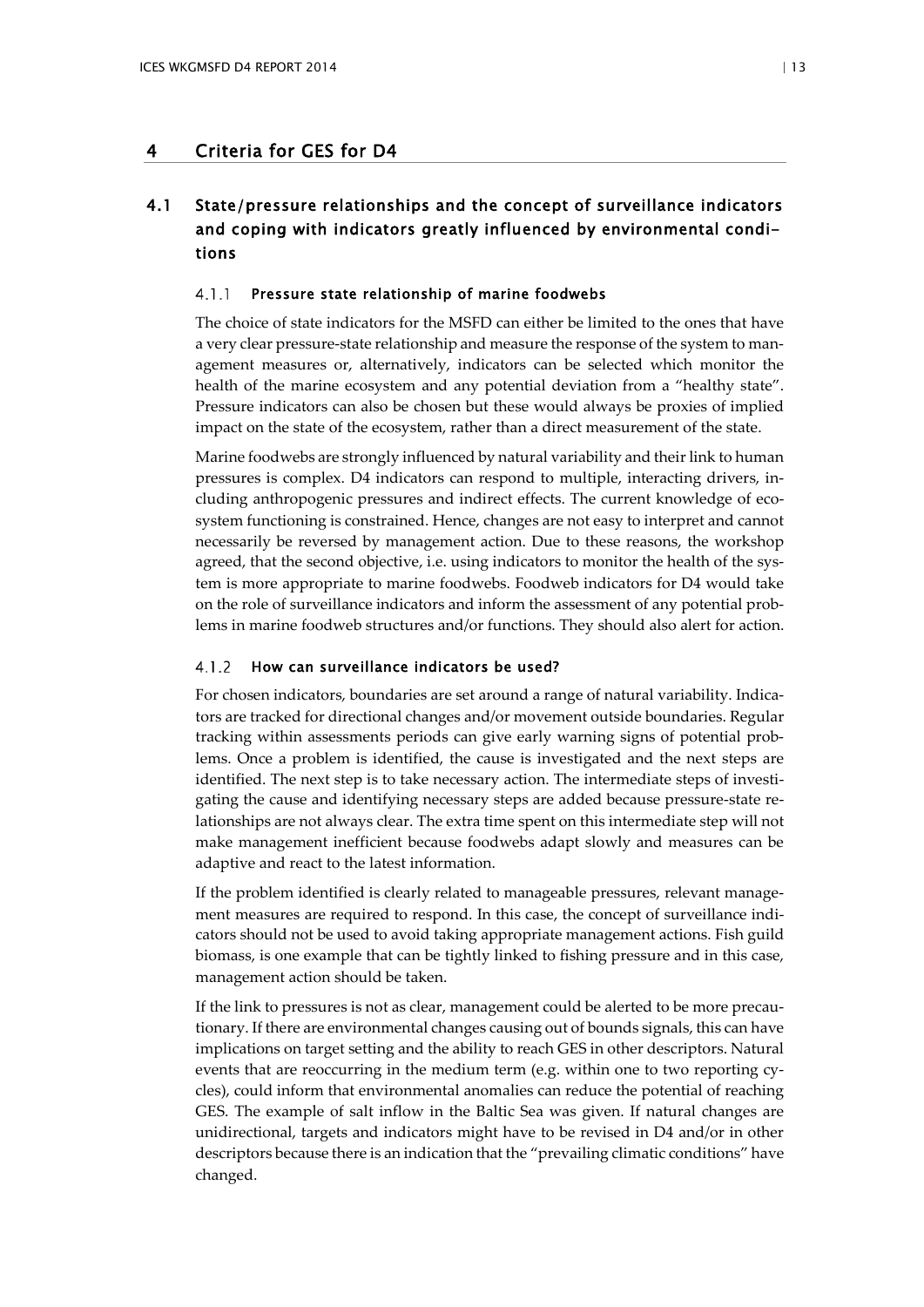# 4 Criteria for GES for D4

## 4.1 State/pressure relationships and the concept of surveillance indicators and coping with indicators greatly influenced by environmental conditions

### 4.1.1 Pressure state relationship of marine foodwebs

The choice of state indicators for the MSFD can either be limited to the ones that have a very clear pressure-state relationship and measure the response of the system to management measures or, alternatively, indicators can be selected which monitor the health of the marine ecosystem and any potential deviation from a "healthy state". Pressure indicators can also be chosen but these would always be proxies of implied impact on the state of the ecosystem, rather than a direct measurement of the state.

Marine foodwebs are strongly influenced by natural variability and their link to human pressures is complex. D4 indicators can respond to multiple, interacting drivers, including anthropogenic pressures and indirect effects. The current knowledge of ecosystem functioning is constrained. Hence, changes are not easy to interpret and cannot necessarily be reversed by management action. Due to these reasons, the workshop agreed, that the second objective, i.e. using indicators to monitor the health of the system is more appropriate to marine foodwebs. Foodweb indicators for D4 would take on the role of surveillance indicators and inform the assessment of any potential problems in marine foodweb structures and/or functions. They should also alert for action.

### 4.1.2 How can surveillance indicators be used?

For chosen indicators, boundaries are set around a range of natural variability. Indicators are tracked for directional changes and/or movement outside boundaries. Regular tracking within assessments periods can give early warning signs of potential problems. Once a problem is identified, the cause is investigated and the next steps are identified. The next step is to take necessary action. The intermediate steps of investigating the cause and identifying necessary steps are added because pressure-state relationships are not always clear. The extra time spent on this intermediate step will not make management inefficient because foodwebs adapt slowly and measures can be adaptive and react to the latest information.

If the problem identified is clearly related to manageable pressures, relevant management measures are required to respond. In this case, the concept of surveillance indicators should not be used to avoid taking appropriate management actions. Fish guild biomass, is one example that can be tightly linked to fishing pressure and in this case, management action should be taken.

If the link to pressures is not as clear, management could be alerted to be more precautionary. If there are environmental changes causing out of bounds signals, this can have implications on target setting and the ability to reach GES in other descriptors. Natural events that are reoccurring in the medium term (e.g. within one to two reporting cycles), could inform that environmental anomalies can reduce the potential of reaching GES. The example of salt inflow in the Baltic Sea was given. If natural changes are unidirectional, targets and indicators might have to be revised in D4 and/or in other descriptors because there is an indication that the "prevailing climatic conditions" have changed.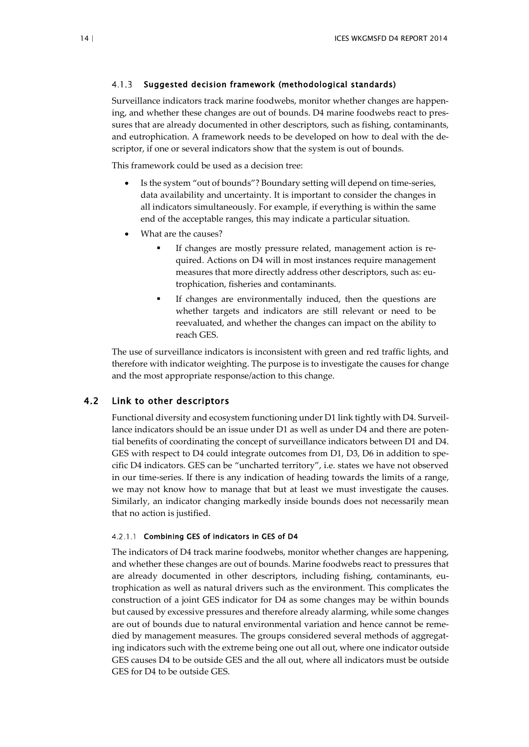### 4.1.3 Suggested decision framework (methodological standards)

Surveillance indicators track marine foodwebs, monitor whether changes are happening, and whether these changes are out of bounds. D4 marine foodwebs react to pressures that are already documented in other descriptors, such as fishing, contaminants, and eutrophication. A framework needs to be developed on how to deal with the descriptor, if one or several indicators show that the system is out of bounds.

This framework could be used as a decision tree:

- Is the system "out of bounds"? Boundary setting will depend on time-series, data availability and uncertainty. It is important to consider the changes in all indicators simultaneously. For example, if everything is within the same end of the acceptable ranges, this may indicate a particular situation.
- What are the causes?
    - If changes are mostly pressure related, management action is required. Actions on D4 will in most instances require management measures that more directly address other descriptors, such as: eutrophication, fisheries and contaminants.
    - If changes are environmentally induced, then the questions are whether targets and indicators are still relevant or need to be reevaluated, and whether the changes can impact on the ability to reach GES.

The use of surveillance indicators is inconsistent with green and red traffic lights, and therefore with indicator weighting. The purpose is to investigate the causes for change and the most appropriate response/action to this change.

## 4.2 Link to other descriptors

Functional diversity and ecosystem functioning under D1 link tightly with D4. Surveillance indicators should be an issue under D1 as well as under D4 and there are potential benefits of coordinating the concept of surveillance indicators between D1 and D4. GES with respect to D4 could integrate outcomes from D1, D3, D6 in addition to specific D4 indicators. GES can be "uncharted territory", i.e. states we have not observed in our time-series. If there is any indication of heading towards the limits of a range, we may not know how to manage that but at least we must investigate the causes. Similarly, an indicator changing markedly inside bounds does not necessarily mean that no action is justified.

#### 4.2.1.1 Combining GES of indicators in GES of D4

The indicators of D4 track marine foodwebs, monitor whether changes are happening, and whether these changes are out of bounds. Marine foodwebs react to pressures that are already documented in other descriptors, including fishing, contaminants, eutrophication as well as natural drivers such as the environment. This complicates the construction of a joint GES indicator for D4 as some changes may be within bounds but caused by excessive pressures and therefore already alarming, while some changes are out of bounds due to natural environmental variation and hence cannot be remedied by management measures. The groups considered several methods of aggregating indicators such with the extreme being one out all out, where one indicator outside GES causes D4 to be outside GES and the all out, where all indicators must be outside GES for D4 to be outside GES.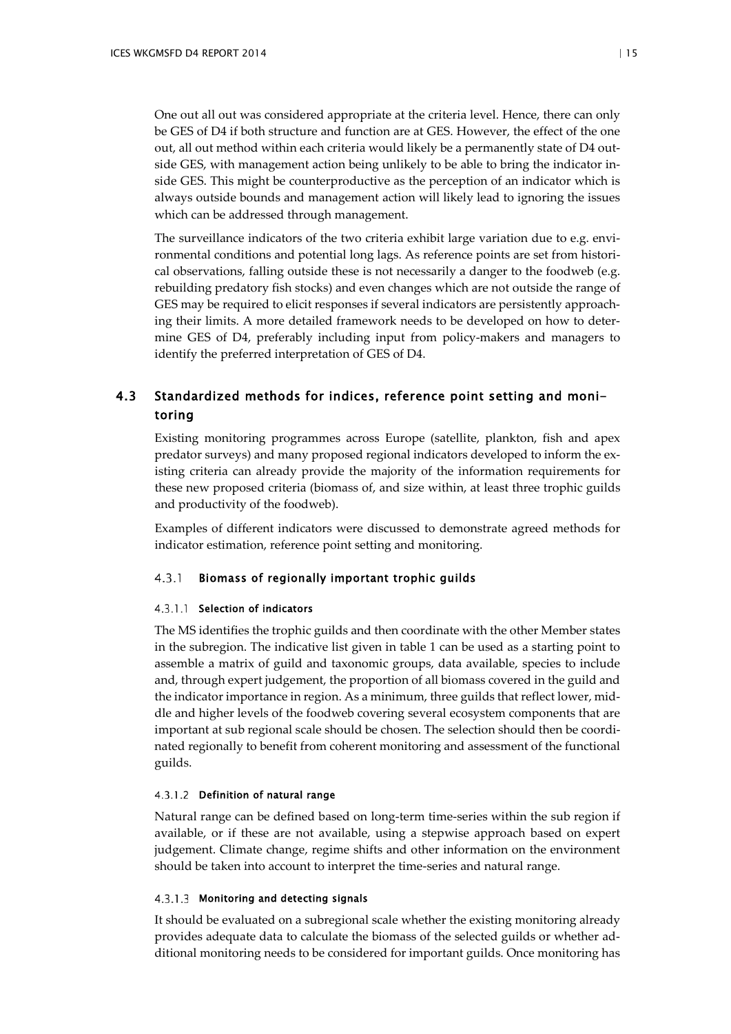One out all out was considered appropriate at the criteria level. Hence, there can only be GES of D4 if both structure and function are at GES. However, the effect of the one out, all out method within each criteria would likely be a permanently state of D4 outside GES, with management action being unlikely to be able to bring the indicator inside GES. This might be counterproductive as the perception of an indicator which is always outside bounds and management action will likely lead to ignoring the issues which can be addressed through management.

The surveillance indicators of the two criteria exhibit large variation due to e.g. environmental conditions and potential long lags. As reference points are set from historical observations, falling outside these is not necessarily a danger to the foodweb (e.g. rebuilding predatory fish stocks) and even changes which are not outside the range of GES may be required to elicit responses if several indicators are persistently approaching their limits. A more detailed framework needs to be developed on how to determine GES of D4, preferably including input from policy-makers and managers to identify the preferred interpretation of GES of D4.

## 4.3 Standardized methods for indices, reference point setting and monitoring

Existing monitoring programmes across Europe (satellite, plankton, fish and apex predator surveys) and many proposed regional indicators developed to inform the existing criteria can already provide the majority of the information requirements for these new proposed criteria (biomass of, and size within, at least three trophic guilds and productivity of the foodweb).

Examples of different indicators were discussed to demonstrate agreed methods for indicator estimation, reference point setting and monitoring.

### 4.3.1 Biomass of regionally important trophic guilds

#### 4.3.1.1 Selection of indicators

The MS identifies the trophic guilds and then coordinate with the other Member states in the subregion. The indicative list given in table 1 can be used as a starting point to assemble a matrix of guild and taxonomic groups, data available, species to include and, through expert judgement, the proportion of all biomass covered in the guild and the indicator importance in region. As a minimum, three guilds that reflect lower, middle and higher levels of the foodweb covering several ecosystem components that are important at sub regional scale should be chosen. The selection should then be coordinated regionally to benefit from coherent monitoring and assessment of the functional guilds.

#### 4.3.1.2 Definition of natural range

Natural range can be defined based on long-term time-series within the sub region if available, or if these are not available, using a stepwise approach based on expert judgement. Climate change, regime shifts and other information on the environment should be taken into account to interpret the time-series and natural range.

#### 4.3.1.3 Monitoring and detecting signals

It should be evaluated on a subregional scale whether the existing monitoring already provides adequate data to calculate the biomass of the selected guilds or whether additional monitoring needs to be considered for important guilds. Once monitoring has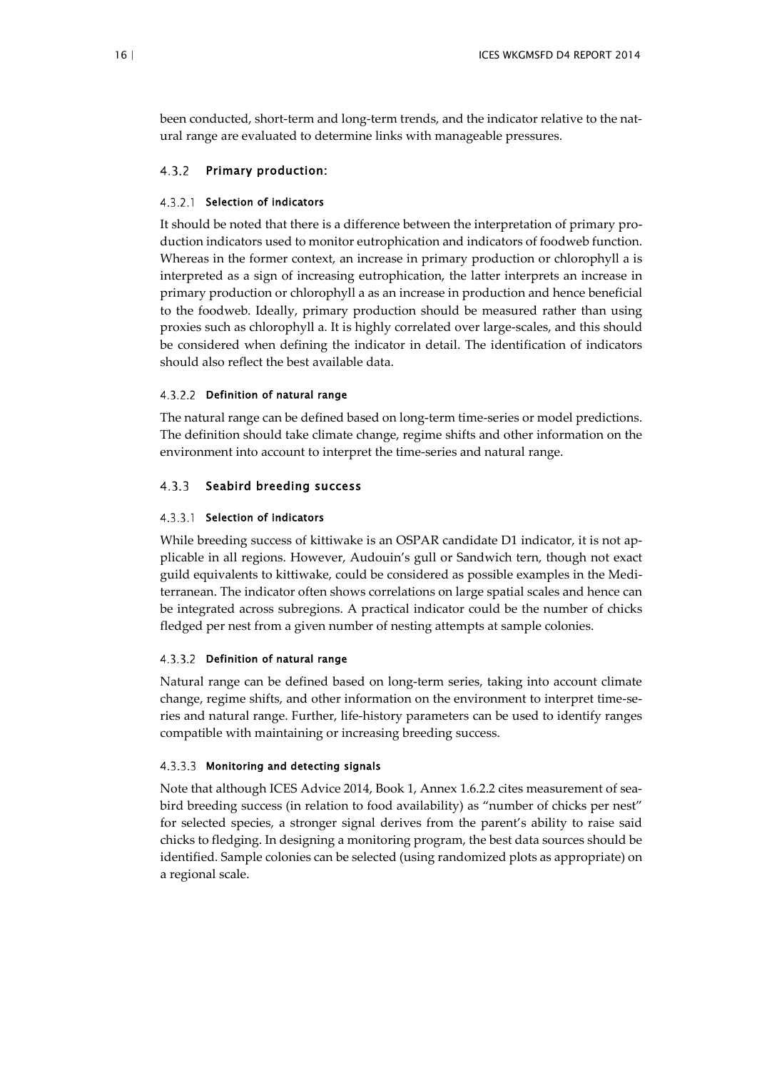been conducted, short-term and long-term trends, and the indicator relative to the natural range are evaluated to determine links with manageable pressures.

### 4.3.2 Primary production:

#### 4.3.2.1 Selection of indicators

It should be noted that there is a difference between the interpretation of primary production indicators used to monitor eutrophication and indicators of foodweb function. Whereas in the former context, an increase in primary production or chlorophyll a is interpreted as a sign of increasing eutrophication, the latter interprets an increase in primary production or chlorophyll a as an increase in production and hence beneficial to the foodweb. Ideally, primary production should be measured rather than using proxies such as chlorophyll a. It is highly correlated over large-scales, and this should be considered when defining the indicator in detail. The identification of indicators should also reflect the best available data.

#### 4.3.2.2 Definition of natural range

The natural range can be defined based on long-term time-series or model predictions. The definition should take climate change, regime shifts and other information on the environment into account to interpret the time-series and natural range.

### 4.3.3 Seabird breeding success

#### 4.3.3.1 Selection of indicators

While breeding success of kittiwake is an OSPAR candidate D1 indicator, it is not applicable in all regions. However, Audouin's gull or Sandwich tern, though not exact guild equivalents to kittiwake, could be considered as possible examples in the Mediterranean. The indicator often shows correlations on large spatial scales and hence can be integrated across subregions. A practical indicator could be the number of chicks fledged per nest from a given number of nesting attempts at sample colonies.

#### 4.3.3.2 Definition of natural range

Natural range can be defined based on long-term series, taking into account climate change, regime shifts, and other information on the environment to interpret time-series and natural range. Further, life-history parameters can be used to identify ranges compatible with maintaining or increasing breeding success.

#### 4.3.3.3 Monitoring and detecting signals

Note that although ICES Advice 2014, Book 1, Annex 1.6.2.2 cites measurement of seabird breeding success (in relation to food availability) as "number of chicks per nest" for selected species, a stronger signal derives from the parent's ability to raise said chicks to fledging. In designing a monitoring program, the best data sources should be identified. Sample colonies can be selected (using randomized plots as appropriate) on a regional scale.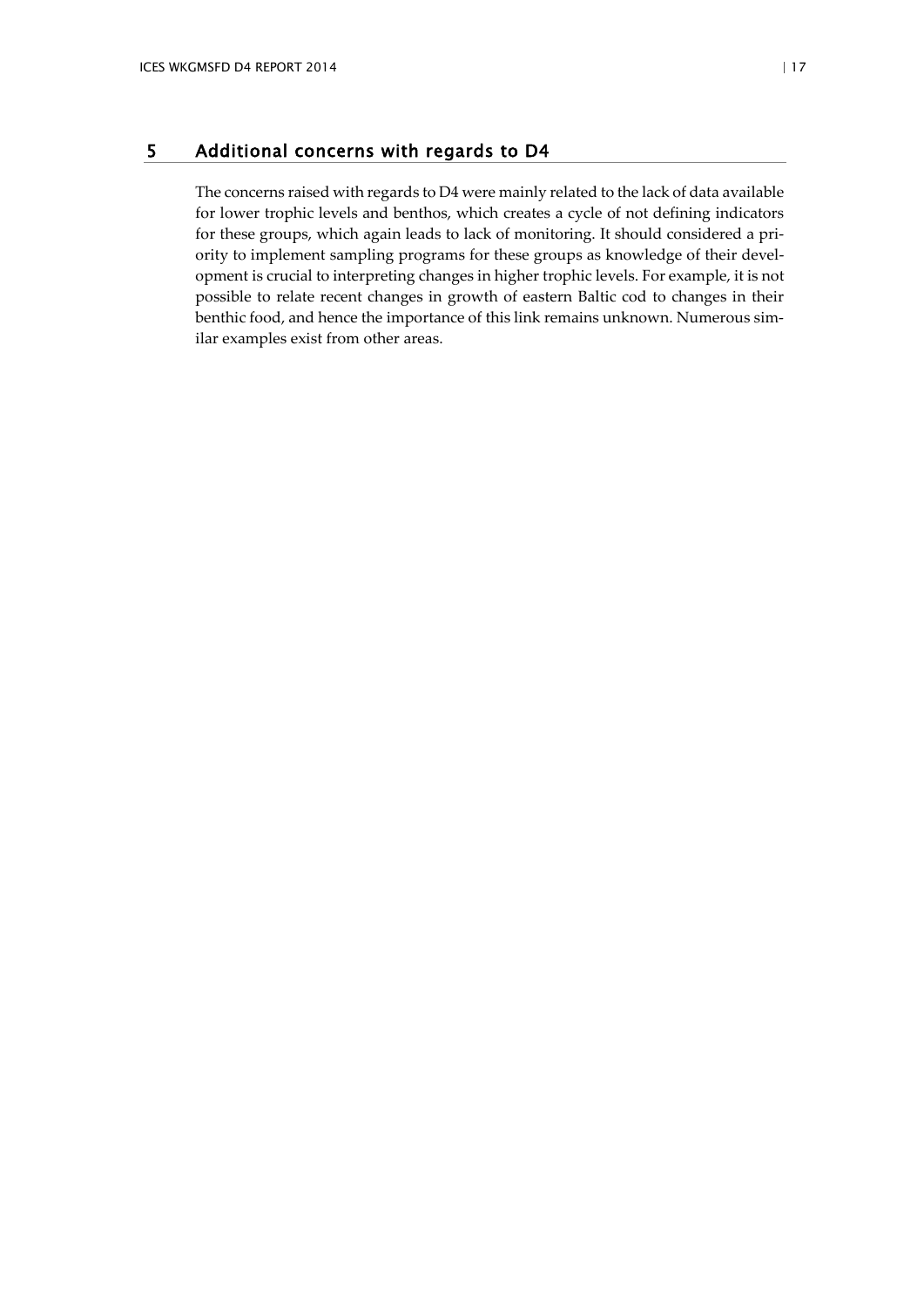# 5 Additional concerns with regards to D4

The concerns raised with regards to D4 were mainly related to the lack of data available for lower trophic levels and benthos, which creates a cycle of not defining indicators for these groups, which again leads to lack of monitoring. It should considered a priority to implement sampling programs for these groups as knowledge of their development is crucial to interpreting changes in higher trophic levels. For example, it is not possible to relate recent changes in growth of eastern Baltic cod to changes in their benthic food, and hence the importance of this link remains unknown. Numerous similar examples exist from other areas.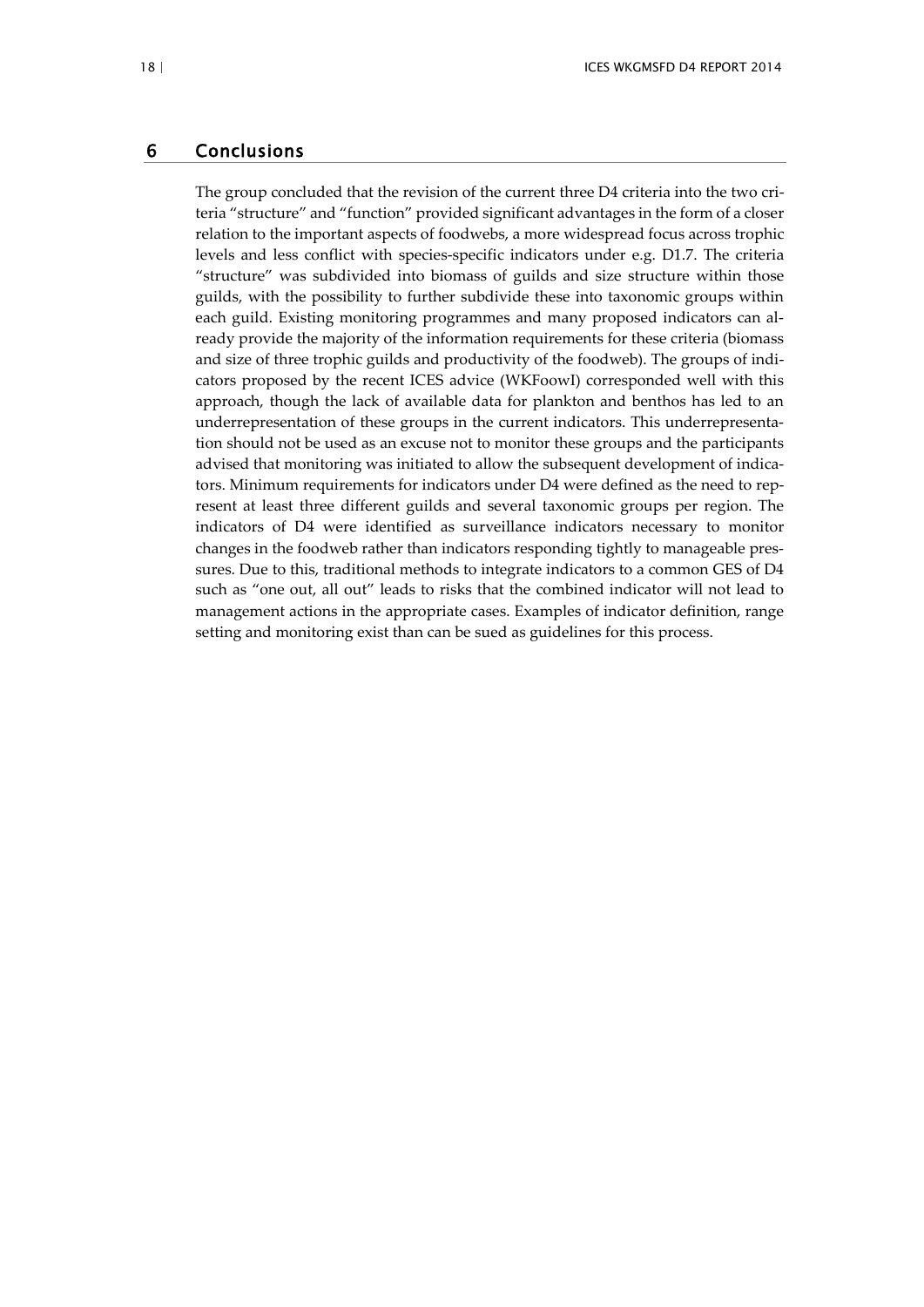# 6 Conclusions

The group concluded that the revision of the current three D4 criteria into the two criteria "structure" and "function" provided significant advantages in the form of a closer relation to the important aspects of foodwebs, a more widespread focus across trophic levels and less conflict with species-specific indicators under e.g. D1.7. The criteria "structure" was subdivided into biomass of guilds and size structure within those guilds, with the possibility to further subdivide these into taxonomic groups within each guild. Existing monitoring programmes and many proposed indicators can already provide the majority of the information requirements for these criteria (biomass and size of three trophic guilds and productivity of the foodweb). The groups of indicators proposed by the recent ICES advice (WKFoowI) corresponded well with this approach, though the lack of available data for plankton and benthos has led to an underrepresentation of these groups in the current indicators. This underrepresentation should not be used as an excuse not to monitor these groups and the participants advised that monitoring was initiated to allow the subsequent development of indicators. Minimum requirements for indicators under D4 were defined as the need to represent at least three different guilds and several taxonomic groups per region. The indicators of D4 were identified as surveillance indicators necessary to monitor changes in the foodweb rather than indicators responding tightly to manageable pressures. Due to this, traditional methods to integrate indicators to a common GES of D4 such as "one out, all out" leads to risks that the combined indicator will not lead to management actions in the appropriate cases. Examples of indicator definition, range setting and monitoring exist than can be sued as guidelines for this process.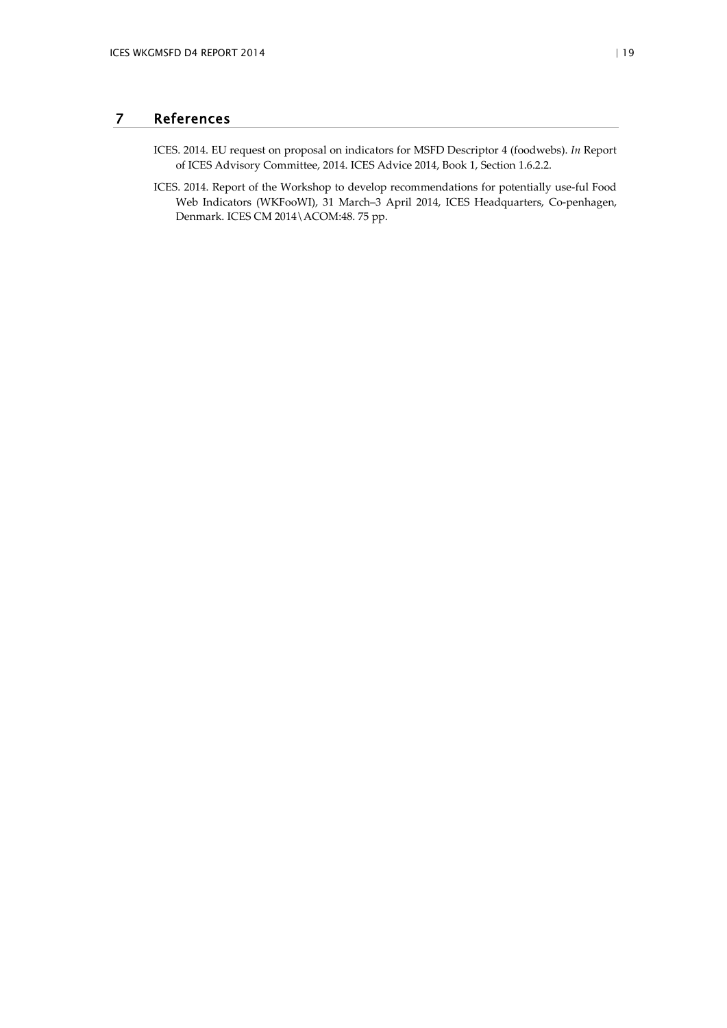# 7 References

ICES. 2014. EU request on proposal on indicators for MSFD Descriptor 4 (foodwebs). *In* Report of ICES Advisory Committee, 2014. ICES Advice 2014, Book 1, Section 1.6.2.2.

ICES. 2014. Report of the Workshop to develop recommendations for potentially use-ful Food Web Indicators (WKFooWI), 31 March–3 April 2014, ICES Headquarters, Co-penhagen, Denmark. ICES CM 2014\ACOM:48. 75 pp.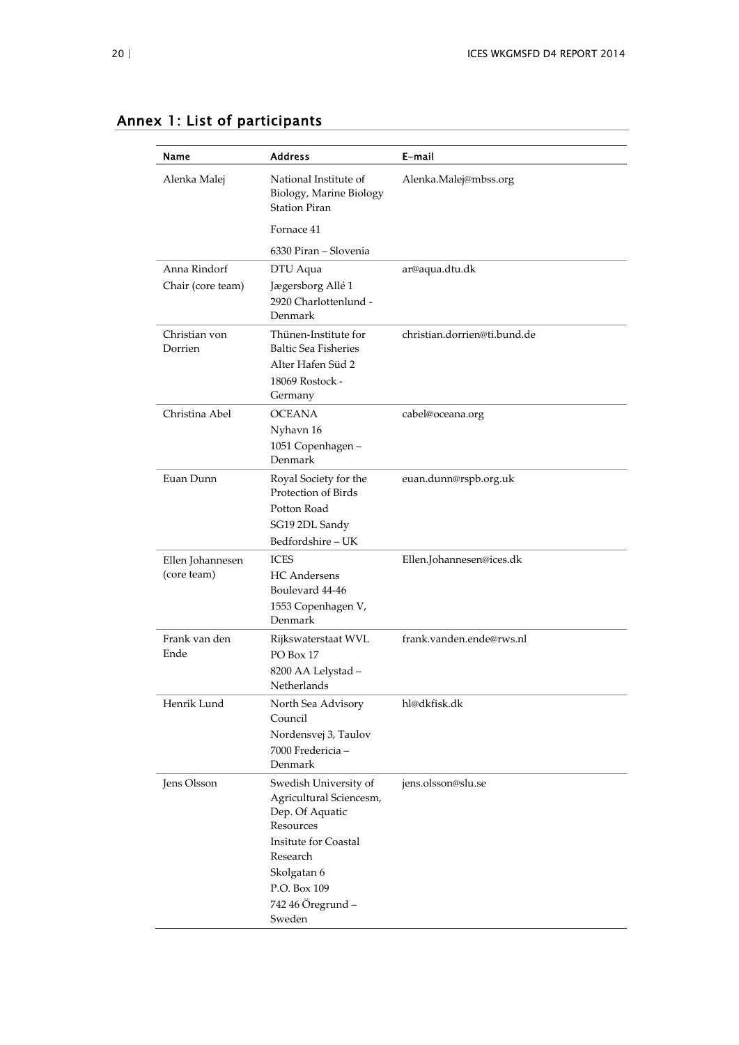## Annex 1: List of participants

| Name | Address | E-mail |
|---|---|---|
| Alenka Malej | National Institute of Biology, Marine Biology Station Piran<br>Fornace 41<br>6330 Piran – Slovenia | Alenka.Malej@mbss.org |
| Anna Rindorf<br>Chair (core team) | DTU Aqua<br>Jægersborg Allé 1<br>2920 Charlottenlund - Denmark | ar@aqua.dtu.dk |
| Christian von Dorrien | Thünen-Institute for Baltic Sea Fisheries<br>Alter Hafen Süd 2<br>18069 Rostock - Germany | christian.dorrien@ti.bund.de |
| Christina Abel | OCEANA<br>Nyhavn 16<br>1051 Copenhagen – Denmark | cabel@oceana.org |
| Euan Dunn | Royal Society for the Protection of Birds<br>Potton Road<br>SG19 2DL Sandy<br>Bedfordshire – UK | euan.dunn@rspb.org.uk |
| Ellen Johannesen (core team) | ICES<br>HC Andersens Boulevard 44-46<br>1553 Copenhagen V, Denmark | Ellen.Johannesen@ices.dk |
| Frank van den Ende | Rijkswaterstaat WVL<br>PO Box 17<br>8200 AA Lelystad – Netherlands | frank.vanden.ende@rws.nl |
| Henrik Lund | North Sea Advisory Council<br>Nordensvej 3, Taulov<br>7000 Fredericia – Denmark | hl@dkfisk.dk |
| Jens Olsson | Swedish University of Agricultural Sciencesm, Dep. Of Aquatic Resources<br>Insitute for Coastal Research<br>Skolgatan 6<br>P.O. Box 109<br>742 46 Öregrund – Sweden | jens.olsson@slu.se |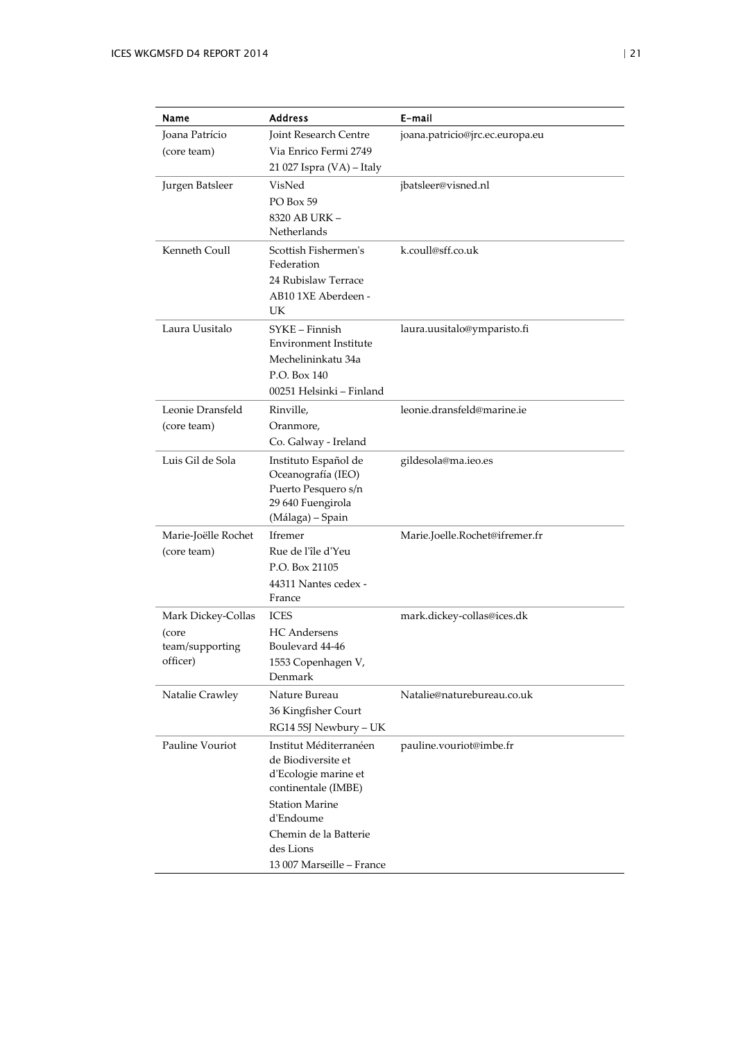| Name | Address | E-mail |
| --- | --- | --- |
| Joana Patrício (core team) | Joint Research Centre Via Enrico Fermi 2749 21 027 Ispra (VA) – Italy | joana.patricio@jrc.ec.europa.eu |
| Jurgen Batsleer | VisNed PO Box 59 8320 AB URK – Netherlands | jbatsleer@visned.nl |
| Kenneth Coull | Scottish Fishermen's Federation 24 Rubislaw Terrace AB10 1XE Aberdeen - UK | k.coull@sff.co.uk |
| Laura Uusitalo | SYKE – Finnish Environment Institute Mechelininkatu 34a P.O. Box 140 00251 Helsinki – Finland | laura.uusitalo@ymparisto.fi |
| Leonie Dransfeld (core team) | Rinville, Oranmore, Co. Galway - Ireland | leonie.dransfeld@marine.ie |
| Luis Gil de Sola | Instituto Español de Oceanografía (IEO) Puerto Pesquero s/n 29 640 Fuengirola (Málaga) – Spain | gildesola@ma.ieo.es |
| Marie-Joëlle Rochet (core team) | Ifremer Rue de l'île d'Yeu P.O. Box 21105 44311 Nantes cedex - France | Marie.Joelle.Rochet@ifremer.fr |
| Mark Dickey-Collas (core team/supporting officer) | ICES HC Andersens Boulevard 44-46 1553 Copenhagen V, Denmark | mark.dickey-collas@ices.dk |
| Natalie Crawley | Nature Bureau 36 Kingfisher Court RG14 5SJ Newbury – UK | Natalie@naturebureau.co.uk |
| Pauline Vouriot | Institut Méditerranéen de Biodiversite et d'Ecologie marine et continentale (IMBE) Station Marine d'Endoume Chemin de la Batterie des Lions 13 007 Marseille – France | pauline.vouriot@imbe.fr |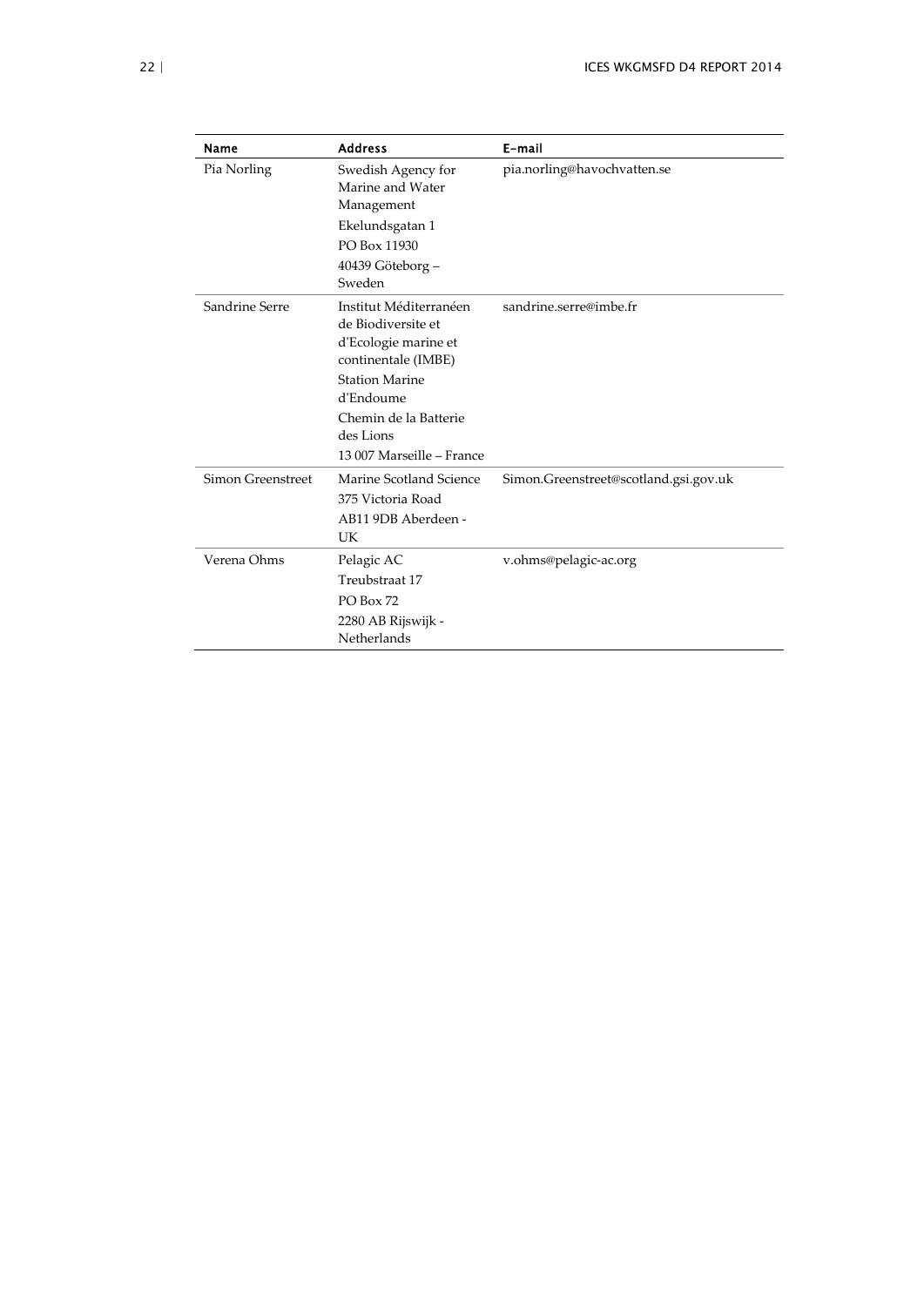| Name | Address | E-mail |
|---|---|---|
| Pia Norling | Swedish Agency for Marine and Water Management<br>Ekelundsgatan 1<br>PO Box 11930<br>40439 Göteborg – Sweden | pia.norling@havochvatten.se |
| Sandrine Serre | Institut Méditerranéen de Biodiversite et d'Ecologie marine et continentale (IMBE)<br>Station Marine d'Endoume<br>Chemin de la Batterie des Lions<br>13 007 Marseille – France | sandrine.serre@imbe.fr |
| Simon Greenstreet | Marine Scotland Science<br>375 Victoria Road<br>AB11 9DB Aberdeen - UK | Simon.Greenstreet@scotland.gsi.gov.uk |
| Verena Ohms | Pelagic AC<br>Treubstraat 17<br>PO Box 72<br>2280 AB Rijswijk - Netherlands | v.ohms@pelagic-ac.org |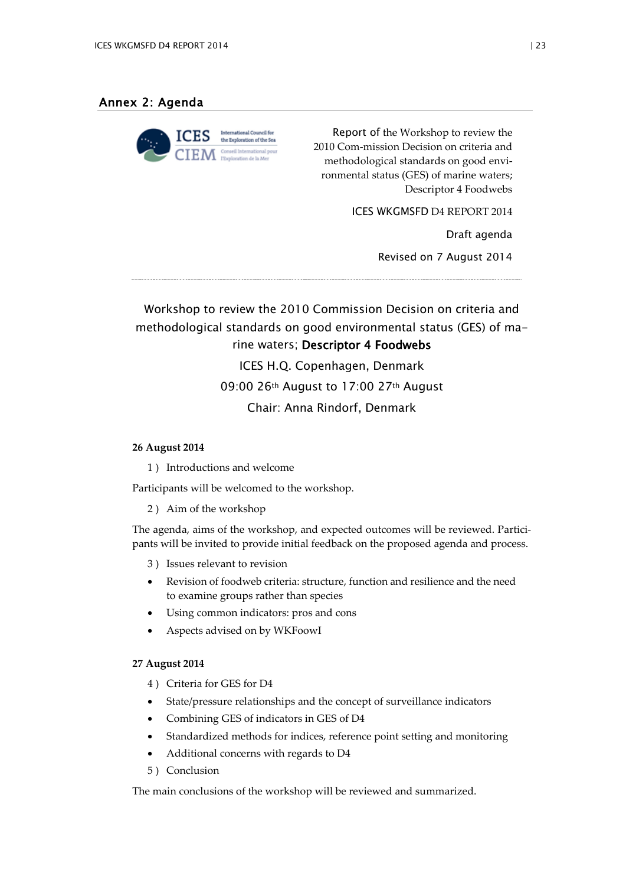## Annex 2: Agenda

Report of the Workshop to review the 2010 Com-mission Decision on criteria and methodological standards on good environmental status (GES) of marine waters; Descriptor 4 Foodwebs

ICES WKGMSFD D4 REPORT 2014

Draft agenda

Revised on 7 August 2014

Workshop to review the 2010 Commission Decision on criteria and methodological standards on good environmental status (GES) of marine waters; **Descriptor 4 Foodwebs**

ICES H.Q. Copenhagen, Denmark

09:00 26th August to 17:00 27th August

Chair: Anna Rindorf, Denmark

**26 August 2014**

1 ) Introductions and welcome

Participants will be welcomed to the workshop.

2 ) Aim of the workshop

The agenda, aims of the workshop, and expected outcomes will be reviewed. Participants will be invited to provide initial feedback on the proposed agenda and process.

3 ) Issues relevant to revision

- Revision of foodweb criteria: structure, function and resilience and the need to examine groups rather than species
- Using common indicators: pros and cons
- Aspects advised on by WKFoowI

**27 August 2014**

4 ) Criteria for GES for D4

- State/pressure relationships and the concept of surveillance indicators
- Combining GES of indicators in GES of D4
- Standardized methods for indices, reference point setting and monitoring
- Additional concerns with regards to D4

5 ) Conclusion

The main conclusions of the workshop will be reviewed and summarized.